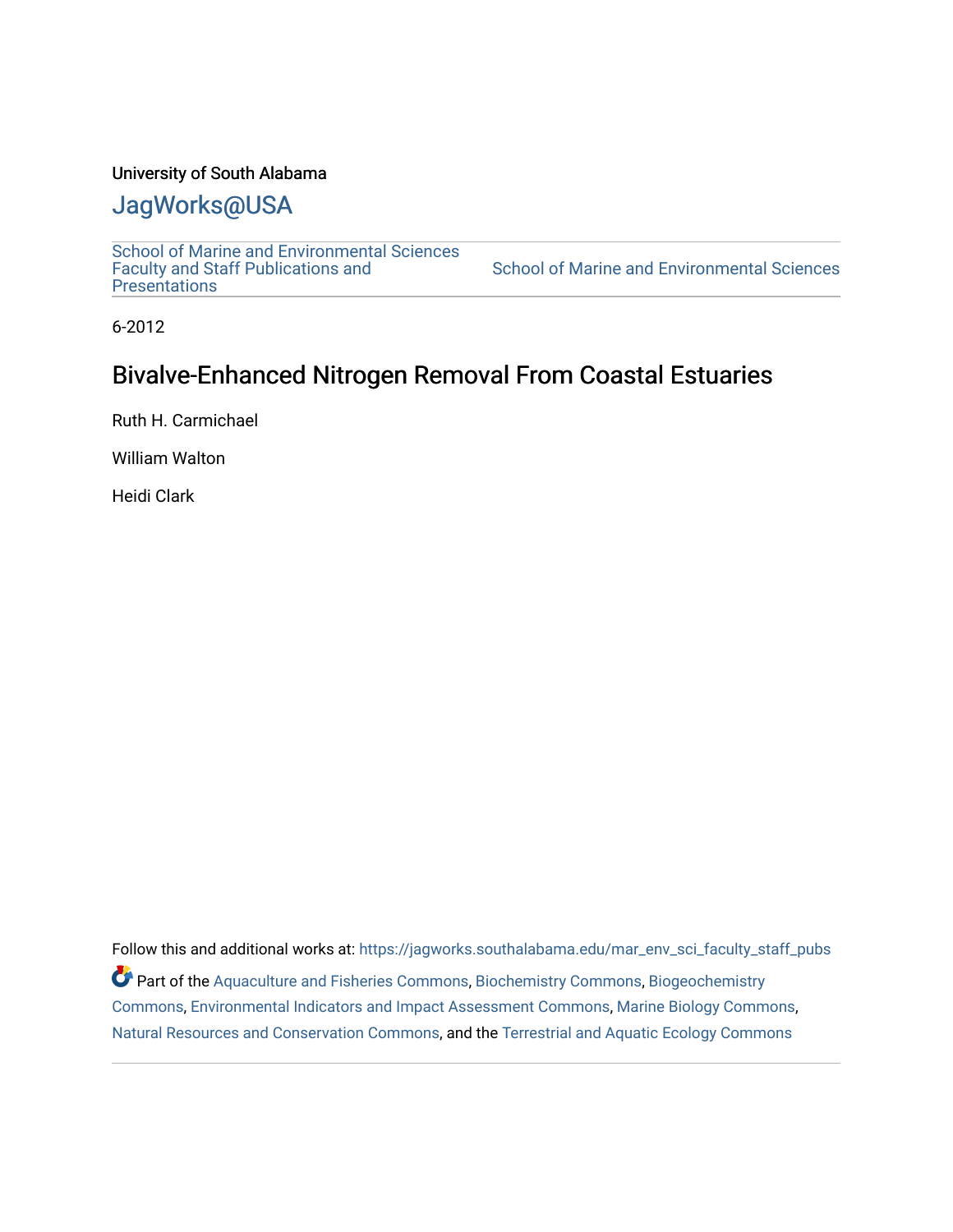University of South Alabama

# JagWorks@USA

School of Marine and Environmental Sciences Faculty and Staff Publications and Presentations | School of Marine and Environmental Sciences

6-2012

## Bivalve-Enhanced Nitrogen Removal From Coastal Estuaries

Ruth H. Carmichael

William Walton

Heidi Clark

Follow this and additional works at: https://jagworks.southalabama.edu/mar_env_sci_faculty_staff_pubs

Part of the Aquaculture and Fisheries Commons, Biochemistry Commons, Biogeochemistry Commons, Environmental Indicators and Impact Assessment Commons, Marine Biology Commons, Natural Resources and Conservation Commons, and the Terrestrial and Aquatic Ecology Commons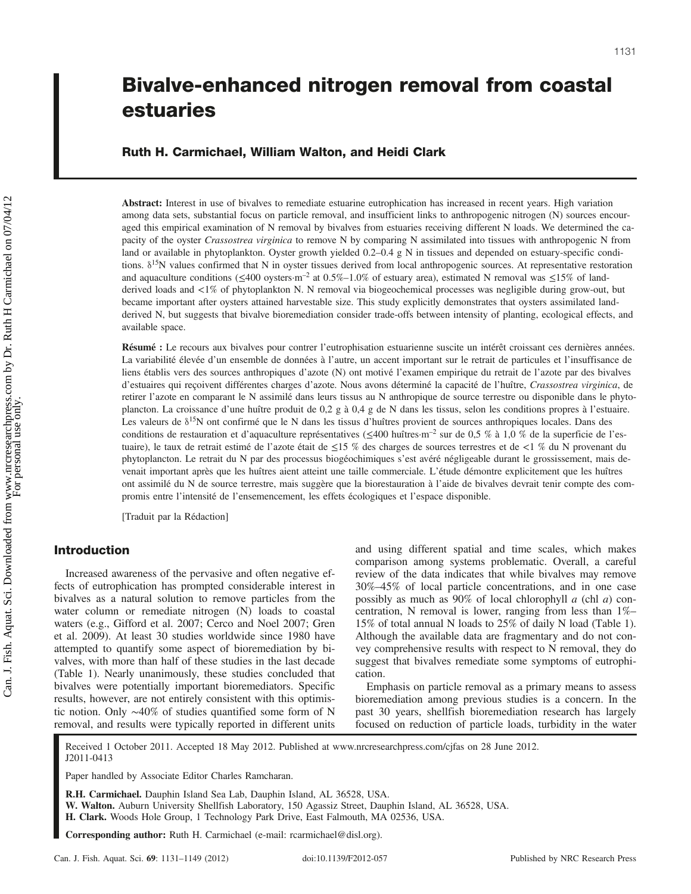# Bivalve-enhanced nitrogen removal from coastal estuaries

**Ruth H. Carmichael, William Walton, and Heidi Clark**

**Abstract:** Interest in use of bivalves to remediate estuarine eutrophication has increased in recent years. High variation among data sets, substantial focus on particle removal, and insufficient links to anthropogenic nitrogen (N) sources encouraged this empirical examination of N removal by bivalves from estuaries receiving different N loads. We determined the capacity of the oyster *Crassostrea virginica* to remove N by comparing N assimilated into tissues with anthropogenic N from land or available in phytoplankton. Oyster growth yielded 0.2–0.4 g N in tissues and depended on estuary-specific conditions. $\delta^{15}$N values confirmed that N in oyster tissues derived from local anthropogenic sources. At representative restoration and aquaculture conditions (≤400 oysters·m$^{-2}$ at 0.5%–1.0% of estuary area), estimated N removal was ≤15% of land-derived loads and <1% of phytoplankton N. N removal via biogeochemical processes was negligible during grow-out, but became important after oysters attained harvestable size. This study explicitly demonstrates that oysters assimilated land-derived N, but suggests that bivalve bioremediation consider trade-offs between intensity of planting, ecological effects, and available space.

**Résumé :** Le recours aux bivalves pour contrer l'eutrophisation estuarienne suscite un intérêt croissant ces dernières années. La variabilité élevée d'un ensemble de données à l'autre, un accent important sur le retrait de particules et l'insuffisance de liens établis vers des sources anthropiques d'azote (N) ont motivé l'examen empirique du retrait de l'azote par des bivalves d'estuaires qui reçoivent différentes charges d'azote. Nous avons déterminé la capacité de l'huître, *Crassostrea virginica*, de retirer l'azote en comparant le N assimilé dans leurs tissus au N anthropique de source terrestre ou disponible dans le phytoplancton. La croissance d'une huître produit de 0,2 g à 0,4 g de N dans les tissus, selon les conditions propres à l'estuaire. Les valeurs de $\delta^{15}$N ont confirmé que le N dans les tissus d'huîtres provient de sources anthropiques locales. Dans des conditions de restauration et d'aquaculture représentatives (≤400 huîtres·m$^{-2}$ sur de 0,5 % à 1,0 % de la superficie de l'estuaire), le taux de retrait estimé de l'azote était de ≤15 % des charges de sources terrestres et de <1 % du N provenant du phytoplancton. Le retrait du N par des processus biogéochimiques s'est avéré négligeable durant le grossissement, mais devenait important après que les huîtres aient atteint une taille commerciale. L'étude démontre explicitement que les huîtres ont assimilé du N de source terrestre, mais suggère que la biorestauration à l'aide de bivalves devrait tenir compte des compromis entre l'intensité de l'ensemencement, les effets écologiques et l'espace disponible.

[Traduit par la Rédaction]

## Introduction

Increased awareness of the pervasive and often negative effects of eutrophication has prompted considerable interest in bivalves as a natural solution to remove particles from the water column or remediate nitrogen (N) loads to coastal waters (e.g., Gifford et al. 2007; Cerco and Noel 2007; Gren et al. 2009). At least 30 studies worldwide since 1980 have attempted to quantify some aspect of bioremediation by bivalves, with more than half of these studies in the last decade (Table 1). Nearly unanimously, these studies concluded that bivalves were potentially important bioremediators. Specific results, however, are not entirely consistent with this optimistic notion. Only ~40% of studies quantified some form of N removal, and results were typically reported in different units and using different spatial and time scales, which makes comparison among systems problematic. Overall, a careful review of the data indicates that while bivalves may remove 30%–45% of local particle concentrations, and in one case possibly as much as 90% of local chlorophyll *a* (chl *a*) concentration, N removal is lower, ranging from less than 1%–15% of total annual N loads to 25% of daily N load (Table 1). Although the available data are fragmentary and do not convey comprehensive results with respect to N removal, they do suggest that bivalves remediate some symptoms of eutrophication.

Emphasis on particle removal as a primary means to assess bioremediation among previous studies is a concern. In the past 30 years, shellfish bioremediation research has largely focused on reduction of particle loads, turbidity in the water

Received 1 October 2011. Accepted 18 May 2012. Published at www.nrcresearchpress.com/cjfas on 28 June 2012. J2011-0413

Paper handled by Associate Editor Charles Ramcharan.

**R.H. Carmichael.** Dauphin Island Sea Lab, Dauphin Island, AL 36528, USA.
**W. Walton.** Auburn University Shellfish Laboratory, 150 Agassiz Street, Dauphin Island, AL 36528, USA.
**H. Clark.** Woods Hole Group, 1 Technology Park Drive, East Falmouth, MA 02536, USA.

**Corresponding author:** Ruth H. Carmichael (e-mail: rcarmichael@disl.org).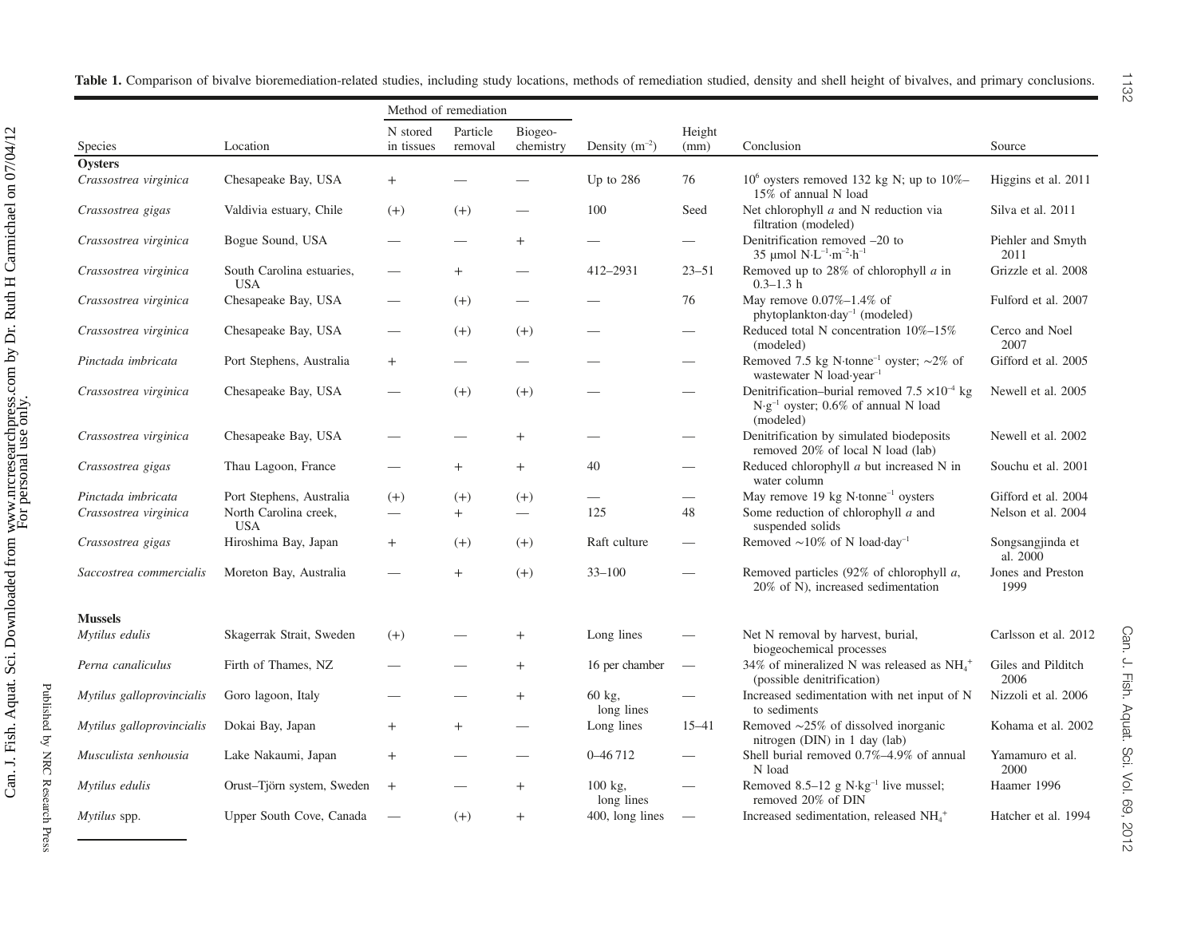**Table 1.** Comparison of bivalve bioremediation-related studies, including study locations, methods of remediation studied, density and shell height of bivalves, and primary conclusions.

| Species | Location | Method of remediation | | | Density ($m^{-2}$) | Height (mm) | Conclusion | Source |
|---|---|---|---|---|---|---|---|---|
| | | N stored in tissues | Particle removal | Biogeo- chemistry | | | | |
| **Oysters** | | | | | | | | |
| *Crassostrea virginica* | Chesapeake Bay, USA | + | — | — | Up to 286 | 76 | $10^6$ oysters removed 132 kg N; up to 10%–15% of annual N load | Higgins et al. 2011 |
| *Crassostrea gigas* | Valdivia estuary, Chile | (+) | (+) | — | 100 | Seed | Net chlorophyll *a* and N reduction via filtration (modeled) | Silva et al. 2011 |
| *Crassostrea virginica* | Bogue Sound, USA | — | — | + | — | — | Denitrification removed –20 to 35 μmol $N \cdot L^{-1} \cdot m^{-2} \cdot h^{-1}$ | Piehler and Smyth 2011 |
| *Crassostrea virginica* | South Carolina estuaries, USA | — | + | — | 412–2931 | 23–51 | Removed up to 28% of chlorophyll *a* in 0.3–1.3 h | Grizzle et al. 2008 |
| *Crassostrea virginica* | Chesapeake Bay, USA | — | (+) | — | — | 76 | May remove 0.07%–1.4% of phytoplankton·$day^{-1}$ (modeled) | Fulford et al. 2007 |
| *Crassostrea virginica* | Chesapeake Bay, USA | — | (+) | (+) | — | — | Reduced total N concentration 10%–15% (modeled) | Cerco and Noel 2007 |
| *Pinctada imbricata* | Port Stephens, Australia | + | — | — | — | — | Removed 7.5 kg N·$tonne^{-1}$ oyster; ~2% of wastewater N load·$year^{-1}$ | Gifford et al. 2005 |
| *Crassostrea virginica* | Chesapeake Bay, USA | — | (+) | (+) | — | — | Denitrification–burial removed 7.5 $\times 10^{-4}$ kg N·$g^{-1}$ oyster; 0.6% of annual N load (modeled) | Newell et al. 2005 |
| *Crassostrea virginica* | Chesapeake Bay, USA | — | — | + | — | — | Denitrification by simulated biodeposits removed 20% of local N load (lab) | Newell et al. 2002 |
| *Crassostrea gigas* | Thau Lagoon, France | — | + | + | 40 | — | Reduced chlorophyll *a* but increased N in water column | Souchu et al. 2001 |
| *Pinctada imbricata* | Port Stephens, Australia | (+) | (+) | (+) | — | — | May remove 19 kg N·$tonne^{-1}$ oysters | Gifford et al. 2004 |
| *Crassostrea virginica* | North Carolina creek, USA | — | + | — | 125 | 48 | Some reduction of chlorophyll *a* and suspended solids | Nelson et al. 2004 |
| *Crassostrea gigas* | Hiroshima Bay, Japan | + | (+) | (+) | Raft culture | — | Removed ~10% of N load·$day^{-1}$ | Songsangjinda et al. 2000 |
| *Saccostrea commercialis* | Moreton Bay, Australia | — | + | (+) | 33–100 | — | Removed particles (92% of chlorophyll *a*, 20% of N), increased sedimentation | Jones and Preston 1999 |
| **Mussels** | | | | | | | | |
| *Mytilus edulis* | Skagerrak Strait, Sweden | (+) | — | + | Long lines | — | Net N removal by harvest, burial, biogeochemical processes | Carlsson et al. 2012 |
| *Perna canaliculus* | Firth of Thames, NZ | — | — | + | 16 per chamber | — | 34% of mineralized N was released as $NH_4^+$ (possible denitrification) | Giles and Pilditch 2006 |
| *Mytilus galloprovincialis* | Goro lagoon, Italy | — | — | + | 60 kg, long lines | — | Increased sedimentation with net input of N to sediments | Nizzoli et al. 2006 |
| *Mytilus galloprovincialis* | Dokai Bay, Japan | + | + | — | Long lines | 15–41 | Removed ~25% of dissolved inorganic nitrogen (DIN) in 1 day (lab) | Kohama et al. 2002 |
| *Musculista senhousia* | Lake Nakaumi, Japan | + | — | — | 0–46 712 | — | Shell burial removed 0.7%–4.9% of annual N load | Yamamuro et al. 2000 |
| *Mytilus edulis* | Orust–Tjörn system, Sweden | + | — | + | 100 kg, long lines | — | Removed 8.5–12 g N·$kg^{-1}$ live mussel; removed 20% of DIN | Haamer 1996 |
| *Mytilus* spp. | Upper South Cove, Canada | — | (+) | + | 400, long lines | — | Increased sedimentation, released $NH_4^+$ | Hatcher et al. 1994 |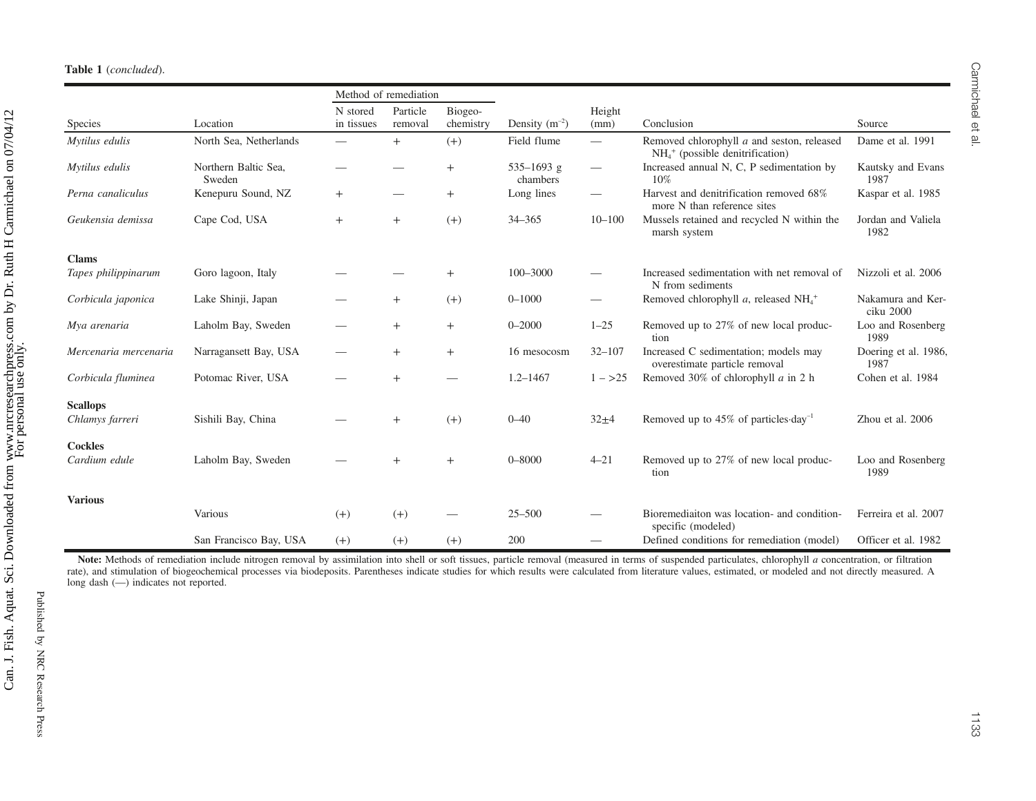**Table 1** (*concluded*).

| Species | Location | Method of remediation: N stored in tissues | Particle removal | Biogeo-chemistry | Density ($m^{-2}$) | Height (mm) | Conclusion | Source |
|---|---|---|---|---|---|---|---|---|
| *Mytilus edulis* | North Sea, Netherlands | — | + | (+) | Field flume | — | Removed chlorophyll *a* and seston, released $NH_4^+$ (possible denitrification) | Dame et al. 1991 |
| *Mytilus edulis* | Northern Baltic Sea, Sweden | — | — | + | 535–1693 g chambers | — | Increased annual N, C, P sedimentation by 10% | Kautsky and Evans 1987 |
| *Perna canaliculus* | Kenepuru Sound, NZ | + | — | + | Long lines | — | Harvest and denitrification removed 68% more N than reference sites | Kaspar et al. 1985 |
| *Geukensia demissa* | Cape Cod, USA | + | + | (+) | 34–365 | 10–100 | Mussels retained and recycled N within the marsh system | Jordan and Valiela 1982 |
| **Clams** | | | | | | | | |
| *Tapes philippinarum* | Goro lagoon, Italy | — | — | + | 100–3000 | — | Increased sedimentation with net removal of N from sediments | Nizzoli et al. 2006 |
| *Corbicula japonica* | Lake Shinji, Japan | — | + | (+) | 0–1000 | — | Removed chlorophyll *a*, released $NH_4^+$ | Nakamura and Kerciku 2000 |
| *Mya arenaria* | Laholm Bay, Sweden | — | + | + | 0–2000 | 1–25 | Removed up to 27% of new local production | Loo and Rosenberg 1989 |
| *Mercenaria mercenaria* | Narragansett Bay, USA | — | + | + | 16 mesocosm | 32–107 | Increased C sedimentation; models may overestimate particle removal | Doering et al. 1986, 1987 |
| *Corbicula fluminea* | Potomac River, USA | — | + | — | 1.2–1467 | 1 – >25 | Removed 30% of chlorophyll *a* in 2 h | Cohen et al. 1984 |
| **Scallops** | | | | | | | | |
| *Chlamys farreri* | Sishili Bay, China | — | + | (+) | 0–40 | 32±4 | Removed up to 45% of particles·$day^{-1}$ | Zhou et al. 2006 |
| **Cockles** | | | | | | | | |
| *Cardium edule* | Laholm Bay, Sweden | — | + | + | 0–8000 | 4–21 | Removed up to 27% of new local production | Loo and Rosenberg 1989 |
| **Various** | | | | | | | | |
| | Various | (+) | (+) | — | 25–500 | — | Bioremediaiton was location- and condition-specific (modeled) | Ferreira et al. 2007 |
| | San Francisco Bay, USA | (+) | (+) | (+) | 200 | — | Defined conditions for remediation (model) | Officer et al. 1982 |

**Note:** Methods of remediation include nitrogen removal by assimilation into shell or soft tissues, particle removal (measured in terms of suspended particulates, chlorophyll *a* concentration, or filtration rate), and stimulation of biogeochemical processes via biodeposits. Parentheses indicate studies for which results were calculated from literature values, estimated, or modeled and not directly measured. A long dash (—) indicates not reported.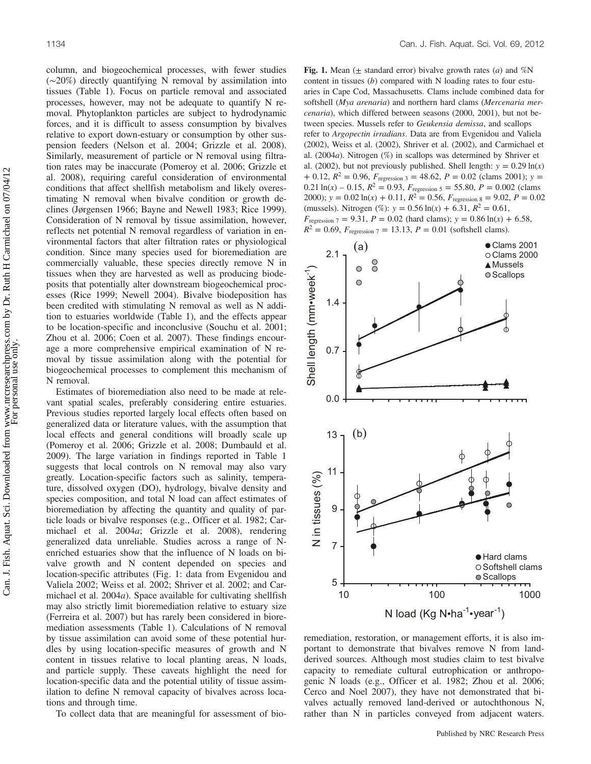column, and biogeochemical processes, with fewer studies (~20%) directly quantifying N removal by assimilation into tissues (Table 1). Focus on particle removal and associated processes, however, may not be adequate to quantify N removal. Phytoplankton particles are subject to hydrodynamic forces, and it is difficult to assess consumption by bivalves relative to export down-estuary or consumption by other suspension feeders (Nelson et al. 2004; Grizzle et al. 2008). Similarly, measurement of particle or N removal using filtration rates may be inaccurate (Pomeroy et al. 2006; Grizzle et al. 2008), requiring careful consideration of environmental conditions that affect shellfish metabolism and likely overestimating N removal when bivalve condition or growth declines (Jørgensen 1966; Bayne and Newell 1983; Rice 1999). Consideration of N removal by tissue assimilation, however, reflects net potential N removal regardless of variation in environmental factors that alter filtration rates or physiological condition. Since many species used for bioremediation are commercially valuable, these species directly remove N in tissues when they are harvested as well as producing biodeposits that potentially alter downstream biogeochemical processes (Rice 1999; Newell 2004). Bivalve biodeposition has been credited with stimulating N removal as well as N addition to estuaries worldwide (Table 1), and the effects appear to be location-specific and inconclusive (Souchu et al. 2001; Zhou et al. 2006; Coen et al. 2007). These findings encourage a more comprehensive empirical examination of N removal by tissue assimilation along with the potential for biogeochemical processes to complement this mechanism of N removal.

Estimates of bioremediation also need to be made at relevant spatial scales, preferably considering entire estuaries. Previous studies reported largely local effects often based on generalized data or literature values, with the assumption that local effects and general conditions will broadly scale up (Pomeroy et al. 2006; Grizzle et al. 2008; Dumbauld et al. 2009). The large variation in findings reported in Table 1 suggests that local controls on N removal may also vary greatly. Location-specific factors such as salinity, temperature, dissolved oxygen (DO), hydrology, bivalve density and species composition, and total N load can affect estimates of bioremediation by affecting the quantity and quality of particle loads or bivalve responses (e.g., Officer et al. 1982; Carmichael et al. 2004*a*; Grizzle et al. 2008), rendering generalized data unreliable. Studies across a range of N-enriched estuaries show that the influence of N loads on bivalve growth and N content depended on species and location-specific attributes (Fig. 1: data from Evgenidou and Valiela 2002; Weiss et al. 2002; Shriver et al. 2002; and Carmichael et al. 2004*a*). Space available for cultivating shellfish may also strictly limit bioremediation relative to estuary size (Ferreira et al. 2007) but has rarely been considered in bioremediation assessments (Table 1). Calculations of N removal by tissue assimilation can avoid some of these potential hurdles by using location-specific measures of growth and N content in tissues relative to local planting areas, N loads, and particle supply. These caveats highlight the need for location-specific data and the potential utility of tissue assimilation to define N removal capacity of bivalves across locations and through time.

To collect data that are meaningful for assessment of bioremediation, restoration, or management efforts, it is also important to demonstrate that bivalves remove N from land-derived sources. Although most studies claim to test bivalve capacity to remediate cultural eutrophication or anthropogenic N loads (e.g., Officer et al. 1982; Zhou et al. 2006; Cerco and Noel 2007), they have not demonstrated that bivalves actually removed land-derived or autochthonous N, rather than N in particles conveyed from adjacent waters.

**Fig. 1.** Mean (± standard error) bivalve growth rates (*a*) and %N content in tissues (*b*) compared with N loading rates to four estuaries in Cape Cod, Massachusetts. Clams include combined data for softshell (*Mya arenaria*) and northern hard clams (*Mercenaria mercenaria*), which differed between seasons (2000, 2001), but not between species. Mussels refer to *Geukensia demissa*, and scallops refer to *Argopecten irradians*. Data are from Evgenidou and Valiela (2002), Weiss et al. (2002), Shriver et al. (2002), and Carmichael et al. (2004*a*). Nitrogen (%) in scallops was determined by Shriver et al. (2002), but not previously published. Shell length: $y = 0.29\ln(x) + 0.12$, $R^2 = 0.96$, $F_{\text{regression } 3} = 48.62$, $P = 0.02$ (clams 2001); $y = 0.21\ln(x) - 0.15$, $R^2 = 0.93$, $F_{\text{regression } 5} = 55.80$, $P = 0.002$ (clams 2000); $y = 0.02\ln(x) + 0.11$, $R^2 = 0.56$, $F_{\text{regression } 8} = 9.02$, $P = 0.02$ (mussels). Nitrogen (%): $y = 0.56\ln(x) + 6.31$, $R^2 = 0.61$, $F_{\text{regression } 7} = 9.31$, $P = 0.02$ (hard clams); $y = 0.86\ln(x) + 6.58$, $R^2 = 0.69$, $F_{\text{regression } 7} = 13.13$, $P = 0.01$ (softshell clams).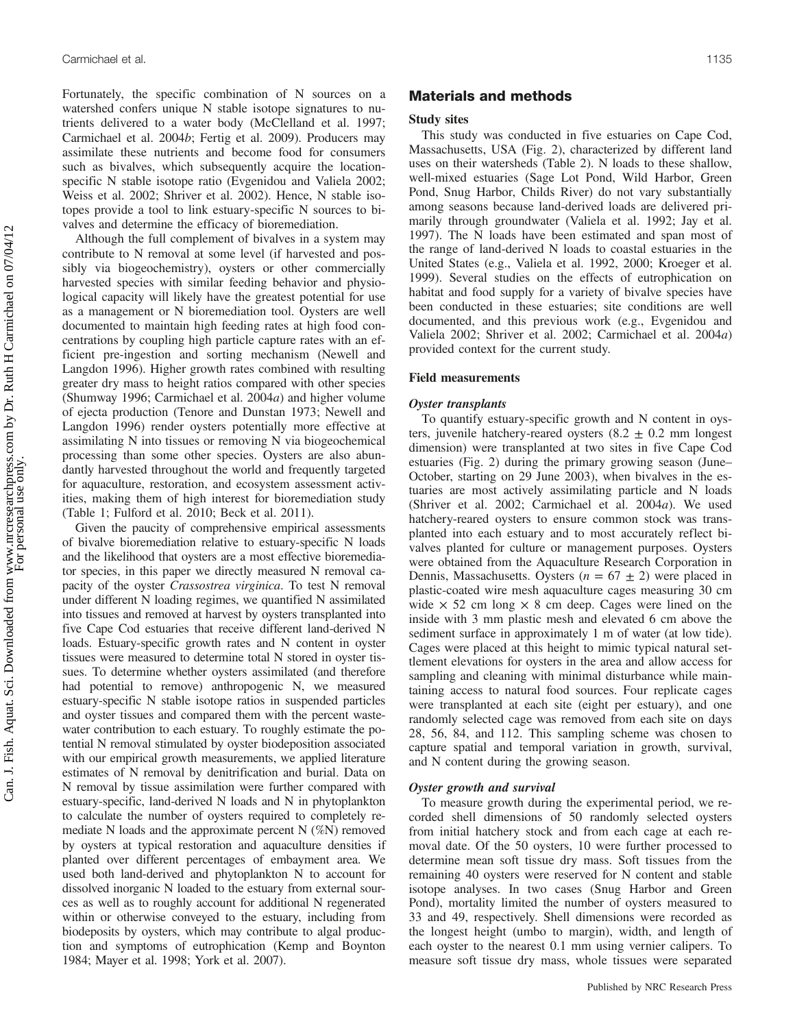Fortunately, the specific combination of N sources on a watershed confers unique N stable isotope signatures to nutrients delivered to a water body (McClelland et al. 1997; Carmichael et al. 2004*b*; Fertig et al. 2009). Producers may assimilate these nutrients and become food for consumers such as bivalves, which subsequently acquire the location-specific N stable isotope ratio (Evgenidou and Valiela 2002; Weiss et al. 2002; Shriver et al. 2002). Hence, N stable isotopes provide a tool to link estuary-specific N sources to bivalves and determine the efficacy of bioremediation.

Although the full complement of bivalves in a system may contribute to N removal at some level (if harvested and possibly via biogeochemistry), oysters or other commercially harvested species with similar feeding behavior and physiological capacity will likely have the greatest potential for use as a management or N bioremediation tool. Oysters are well documented to maintain high feeding rates at high food concentrations by coupling high particle capture rates with an efficient pre-ingestion and sorting mechanism (Newell and Langdon 1996). Higher growth rates combined with resulting greater dry mass to height ratios compared with other species (Shumway 1996; Carmichael et al. 2004*a*) and higher volume of ejecta production (Tenore and Dunstan 1973; Newell and Langdon 1996) render oysters potentially more effective at assimilating N into tissues or removing N via biogeochemical processing than some other species. Oysters are also abundantly harvested throughout the world and frequently targeted for aquaculture, restoration, and ecosystem assessment activities, making them of high interest for bioremediation study (Table 1; Fulford et al. 2010; Beck et al. 2011).

Given the paucity of comprehensive empirical assessments of bivalve bioremediation relative to estuary-specific N loads and the likelihood that oysters are a most effective bioremediator species, in this paper we directly measured N removal capacity of the oyster *Crassostrea virginica*. To test N removal under different N loading regimes, we quantified N assimilated into tissues and removed at harvest by oysters transplanted into five Cape Cod estuaries that receive different land-derived N loads. Estuary-specific growth rates and N content in oyster tissues were measured to determine total N stored in oyster tissues. To determine whether oysters assimilated (and therefore had potential to remove) anthropogenic N, we measured estuary-specific N stable isotope ratios in suspended particles and oyster tissues and compared them with the percent wastewater contribution to each estuary. To roughly estimate the potential N removal stimulated by oyster biodeposition associated with our empirical growth measurements, we applied literature estimates of N removal by denitrification and burial. Data on N removal by tissue assimilation were further compared with estuary-specific, land-derived N loads and N in phytoplankton to calculate the number of oysters required to completely remediate N loads and the approximate percent N (%N) removed by oysters at typical restoration and aquaculture densities if planted over different percentages of embayment area. We used both land-derived and phytoplankton N to account for dissolved inorganic N loaded to the estuary from external sources as well as to roughly account for additional N regenerated within or otherwise conveyed to the estuary, including from biodeposits by oysters, which may contribute to algal production and symptoms of eutrophication (Kemp and Boynton 1984; Mayer et al. 1998; York et al. 2007).

## Materials and methods

### Study sites

This study was conducted in five estuaries on Cape Cod, Massachusetts, USA (Fig. 2), characterized by different land uses on their watersheds (Table 2). N loads to these shallow, well-mixed estuaries (Sage Lot Pond, Wild Harbor, Green Pond, Snug Harbor, Childs River) do not vary substantially among seasons because land-derived loads are delivered primarily through groundwater (Valiela et al. 1992; Jay et al. 1997). The N loads have been estimated and span most of the range of land-derived N loads to coastal estuaries in the United States (e.g., Valiela et al. 1992, 2000; Kroeger et al. 1999). Several studies on the effects of eutrophication on habitat and food supply for a variety of bivalve species have been conducted in these estuaries; site conditions are well documented, and this previous work (e.g., Evgenidou and Valiela 2002; Shriver et al. 2002; Carmichael et al. 2004*a*) provided context for the current study.

### Field measurements

#### *Oyster transplants*

To quantify estuary-specific growth and N content in oysters, juvenile hatchery-reared oysters ($8.2 \pm 0.2$ mm longest dimension) were transplanted at two sites in five Cape Cod estuaries (Fig. 2) during the primary growing season (June–October, starting on 29 June 2003), when bivalves in the estuaries are most actively assimilating particle and N loads (Shriver et al. 2002; Carmichael et al. 2004*a*). We used hatchery-reared oysters to ensure common stock was transplanted into each estuary and to most accurately reflect bivalves planted for culture or management purposes. Oysters were obtained from the Aquaculture Research Corporation in Dennis, Massachusetts. Oysters ($n = 67 \pm 2$) were placed in plastic-coated wire mesh aquaculture cages measuring 30 cm wide × 52 cm long × 8 cm deep. Cages were lined on the inside with 3 mm plastic mesh and elevated 6 cm above the sediment surface in approximately 1 m of water (at low tide). Cages were placed at this height to mimic typical natural settlement elevations for oysters in the area and allow access for sampling and cleaning with minimal disturbance while maintaining access to natural food sources. Four replicate cages were transplanted at each site (eight per estuary), and one randomly selected cage was removed from each site on days 28, 56, 84, and 112. This sampling scheme was chosen to capture spatial and temporal variation in growth, survival, and N content during the growing season.

#### *Oyster growth and survival*

To measure growth during the experimental period, we recorded shell dimensions of 50 randomly selected oysters from initial hatchery stock and from each cage at each removal date. Of the 50 oysters, 10 were further processed to determine mean soft tissue dry mass. Soft tissues from the remaining 40 oysters were reserved for N content and stable isotope analyses. In two cases (Snug Harbor and Green Pond), mortality limited the number of oysters measured to 33 and 49, respectively. Shell dimensions were recorded as the longest height (umbo to margin), width, and length of each oyster to the nearest 0.1 mm using vernier calipers. To measure soft tissue dry mass, whole tissues were separated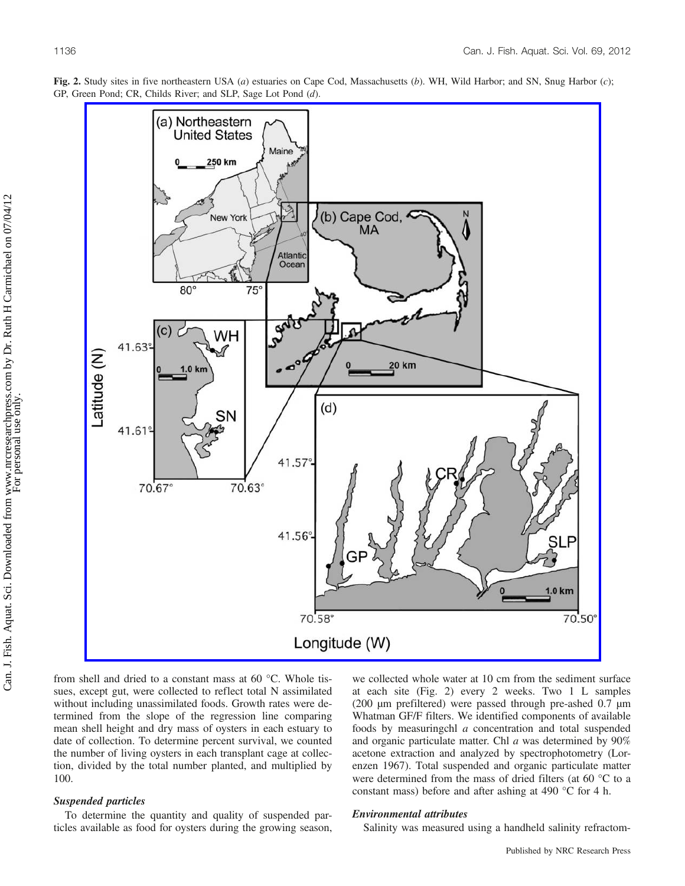**Fig. 2.** Study sites in five northeastern USA (*a*) estuaries on Cape Cod, Massachusetts (*b*). WH, Wild Harbor; and SN, Snug Harbor (*c*); GP, Green Pond; CR, Childs River; and SLP, Sage Lot Pond (*d*).

from shell and dried to a constant mass at 60 °C. Whole tissues, except gut, were collected to reflect total N assimilated without including unassimilated foods. Growth rates were determined from the slope of the regression line comparing mean shell height and dry mass of oysters in each estuary to date of collection. To determine percent survival, we counted the number of living oysters in each transplant cage at collection, divided by the total number planted, and multiplied by 100.

### Suspended particles

To determine the quantity and quality of suspended particles available as food for oysters during the growing season, we collected whole water at 10 cm from the sediment surface at each site (Fig. 2) every 2 weeks. Two 1 L samples (200 µm prefiltered) were passed through pre-ashed 0.7 µm Whatman GF/F filters. We identified components of available foods by measuringchl *a* concentration and total suspended and organic particulate matter. Chl *a* was determined by 90% acetone extraction and analyzed by spectrophotometry (Lorenzen 1967). Total suspended and organic particulate matter were determined from the mass of dried filters (at 60 °C to a constant mass) before and after ashing at 490 °C for 4 h.

### Environmental attributes

Salinity was measured using a handheld salinity refractom-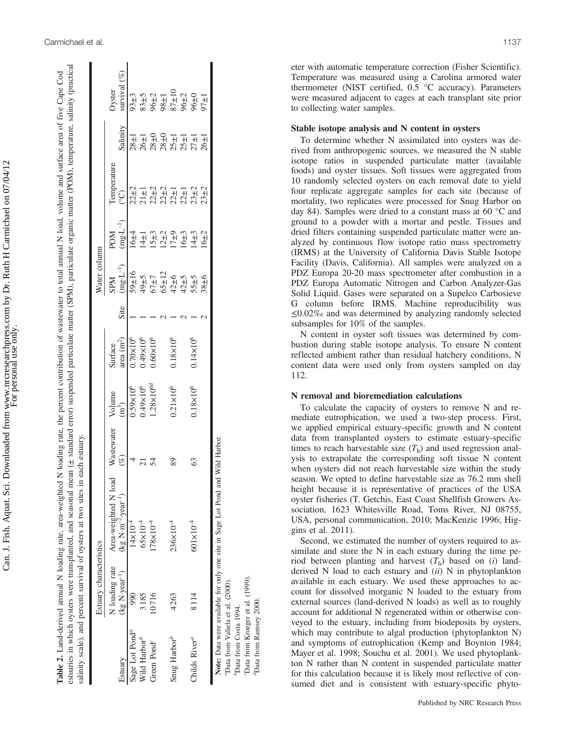**Table 2.** Land-derived annual N loading rate, area-weighted N loading rate, the percent contribution of wastewater to total annual N load, volume and surface area of five Cape Cod estuaries in which oysters were transplanted, and seasonal mean (± standard error) suspended particulate matter (SPM), particulate organic matter (POM), temperature, salinity (practical salinity scale), and percent survival of oysters at two sites in each estuary.

| | Estuary characteristics | | | | | | Water column | | | | |
|---|---|---|---|---|---|---|---|---|---|---|---|
| Estuary | N loading rate (kg N·year$^{-1}$) | Area-weighted N load (kg N·m$^{-2}$·year$^{-1}$) | Wastewater (%) | Volume (m$^3$) | Surface area (m$^2$) | Site | SPM (mg·L$^{-1}$) | POM (mg·L$^{-1}$) | Temperature (°C) | Salinity | Oyster survival (%) |
| Sage Lot Pond[a] | 990 | 14×10$^{-4}$ | 4 | 0.59×10$^6$ | 0.70×10$^6$ | 1 | 59±16 | 16±4 | 22±2 | 28±1 | 93±3 |
| Wild Harbor[b] | 3185 | 65×10$^{-4}$ | 21 | 0.49×10$^6$ | 0.49×10$^6$ | 1 | 49±5 | 14±1 | 21±1 | 26±1 | 83±5 |
| Green Pond[c] | 10716 | 178×10$^{-4}$ | 54 | 1.28×10$^{6d}$ | 0.60×10$^6$ | 1 | 67±7 | 15±3 | 22±2 | 28±0 | 96±2 |
| | | | | | | 2 | 65±12 | 12±2 | 22±2 | 28±0 | 98±1 |
| Snug Harbor[b] | 4263 | 236×10$^{-4}$ | 89 | 0.21×10$^6$ | 0.18×10$^6$ | 1 | 42±6 | 17±9 | 22±1 | 25±1 | 87±10 |
| | | | | | | 2 | 42±5 | 16±3 | 22±1 | 25±1 | 96±2 |
| Childs River[d] | 8114 | 601×10$^{-4}$ | 63 | 0.18×10$^6$ | 0.14×10$^6$ | 1 | 55±5 | 14±3 | 23±2 | 27±1 | 96±0 |
| | | | | | | 2 | 38±6 | 16±2 | 23±2 | 26±1 | 97±1 |

**Note:** Data were available for only one site in Sage Lot Pond and Wild Harbor.
[a]Data from Valiela et al. (2000).
[b]Data from Costa 1994.
[c]Data from Kroeger et al. (1999).
[d]Data from Ramsey 2000.

eter with automatic temperature correction (Fisher Scientific). Temperature was measured using a Carolina armored water thermometer (NIST certified, 0.5 °C accuracy). Parameters were measured adjacent to cages at each transplant site prior to collecting water samples.

### Stable isotope analysis and N content in oysters

To determine whether N assimilated into oysters was derived from anthropogenic sources, we measured the N stable isotope ratios in suspended particulate matter (available foods) and oyster tissues. Soft tissues were aggregated from 10 randomly selected oysters on each removal date to yield four replicate aggregate samples for each site (because of mortality, two replicates were processed for Snug Harbor on day 84). Samples were dried to a constant mass at 60 °C and ground to a powder with a mortar and pestle. Tissues and dried filters containing suspended particulate matter were analyzed by continuous flow isotope ratio mass spectrometry (IRMS) at the University of California Davis Stable Isotope Facility (Davis, California). All samples were analyzed on a PDZ Europa 20-20 mass spectrometer after combustion in a PDZ Europa Automatic Nitrogen and Carbon Analyzer-Gas Solid Liquid. Gases were separated on a Supelco Carbosieve G column before IRMS. Machine reproducibility was ≤0.02‰ and was determined by analyzing randomly selected subsamples for 10% of the samples.

N content in oyster soft tissues was determined by combustion during stable isotope analysis. To ensure N content reflected ambient rather than residual hatchery conditions, N content data were used only from oysters sampled on day 112.

### N removal and bioremediation calculations

To calculate the capacity of oysters to remove N and remediate eutrophication, we used a two-step process. First, we applied empirical estuary-specific growth and N content data from transplanted oysters to estimate estuary-specific times to reach harvestable size ($T_h$) and used regression analysis to extrapolate the corresponding soft tissue N content when oysters did not reach harvestable size within the study season. We opted to define harvestable size as 76.2 mm shell height because it is representative of practices of the USA oyster fisheries (T. Getchis, East Coast Shellfish Growers Association, 1623 Whitesville Road, Toms River, NJ 08755, USA, personal communication, 2010; MacKenzie 1996; Higgins et al. 2011).

Second, we estimated the number of oysters required to assimilate and store the N in each estuary during the time period between planting and harvest ($T_h$) based on (*i*) land-derived N load to each estuary and (*ii*) N in phytoplankton available in each estuary. We used these approaches to account for dissolved inorganic N loaded to the estuary from external sources (land-derived N loads) as well as to roughly account for additional N regenerated within or otherwise conveyed to the estuary, including from biodeposits by oysters, which may contribute to algal production (phytoplankton N) and symptoms of eutrophication (Kemp and Boynton 1984; Mayer et al. 1998; Souchu et al. 2001). We used phytoplankton N rather than N content in suspended particulate matter for this calculation because it is likely most reflective of consumed diet and is consistent with estuary-specific phyto-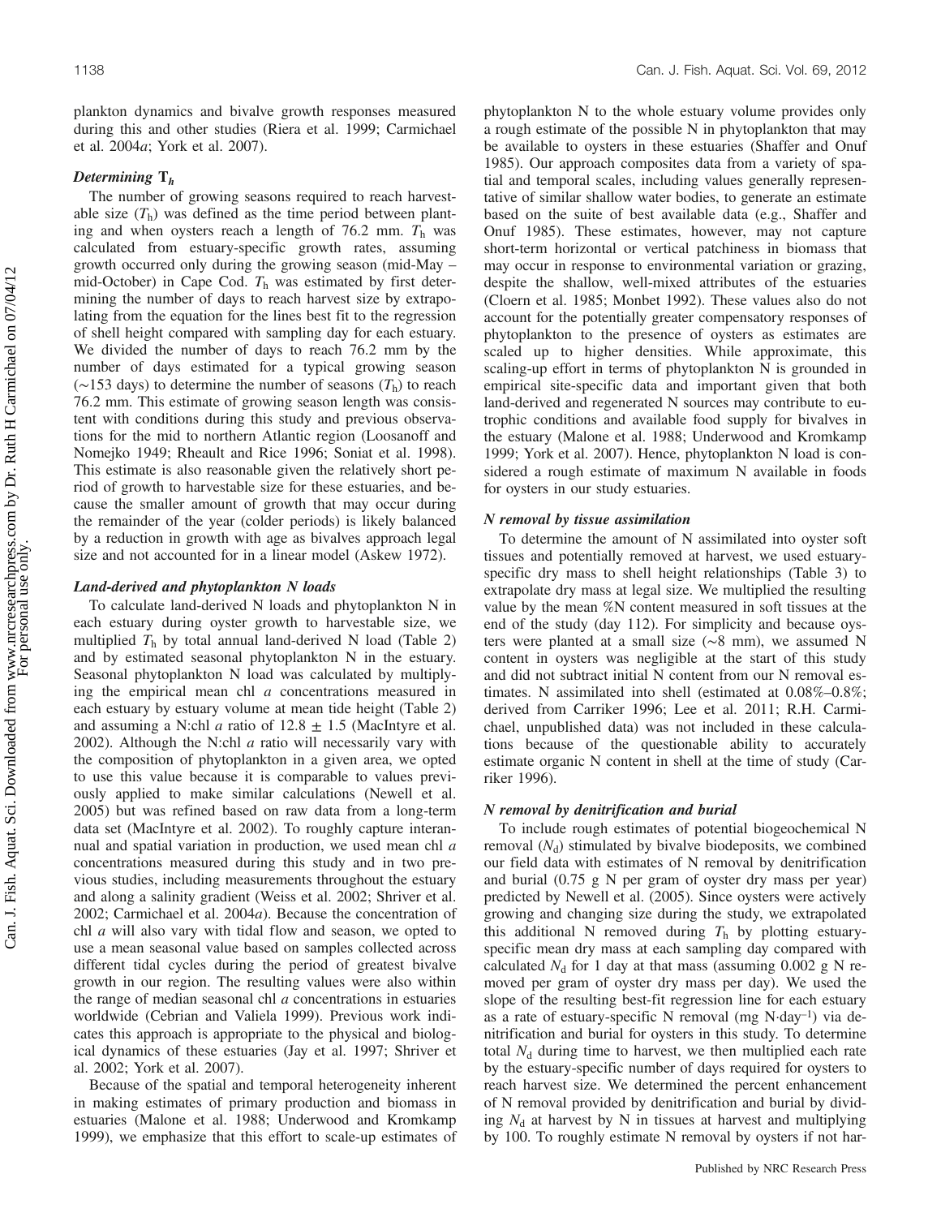plankton dynamics and bivalve growth responses measured during this and other studies (Riera et al. 1999; Carmichael et al. 2004*a*; York et al. 2007).

### *Determining* $T_h$

The number of growing seasons required to reach harvestable size ($T_h$) was defined as the time period between planting and when oysters reach a length of 76.2 mm. $T_h$ was calculated from estuary-specific growth rates, assuming growth occurred only during the growing season (mid-May – mid-October) in Cape Cod. $T_h$ was estimated by first determining the number of days to reach harvest size by extrapolating from the equation for the lines best fit to the regression of shell height compared with sampling day for each estuary. We divided the number of days to reach 76.2 mm by the number of days estimated for a typical growing season (~153 days) to determine the number of seasons ($T_h$) to reach 76.2 mm. This estimate of growing season length was consistent with conditions during this study and previous observations for the mid to northern Atlantic region (Loosanoff and Nomejko 1949; Rheault and Rice 1996; Soniat et al. 1998). This estimate is also reasonable given the relatively short period of growth to harvestable size for these estuaries, and because the smaller amount of growth that may occur during the remainder of the year (colder periods) is likely balanced by a reduction in growth with age as bivalves approach legal size and not accounted for in a linear model (Askew 1972).

### *Land-derived and phytoplankton N loads*

To calculate land-derived N loads and phytoplankton N in each estuary during oyster growth to harvestable size, we multiplied $T_h$ by total annual land-derived N load (Table 2) and by estimated seasonal phytoplankton N in the estuary. Seasonal phytoplankton N load was calculated by multiplying the empirical mean chl *a* concentrations measured in each estuary by estuary volume at mean tide height (Table 2) and assuming a N:chl *a* ratio of $12.8 \pm 1.5$ (MacIntyre et al. 2002). Although the N:chl *a* ratio will necessarily vary with the composition of phytoplankton in a given area, we opted to use this value because it is comparable to values previously applied to make similar calculations (Newell et al. 2005) but was refined based on raw data from a long-term data set (MacIntyre et al. 2002). To roughly capture interannual and spatial variation in production, we used mean chl *a* concentrations measured during this study and in two previous studies, including measurements throughout the estuary and along a salinity gradient (Weiss et al. 2002; Shriver et al. 2002; Carmichael et al. 2004*a*). Because the concentration of chl *a* will also vary with tidal flow and season, we opted to use a mean seasonal value based on samples collected across different tidal cycles during the period of greatest bivalve growth in our region. The resulting values were also within the range of median seasonal chl *a* concentrations in estuaries worldwide (Cebrian and Valiela 1999). Previous work indicates this approach is appropriate to the physical and biological dynamics of these estuaries (Jay et al. 1997; Shriver et al. 2002; York et al. 2007).

Because of the spatial and temporal heterogeneity inherent in making estimates of primary production and biomass in estuaries (Malone et al. 1988; Underwood and Kromkamp 1999), we emphasize that this effort to scale-up estimates of phytoplankton N to the whole estuary volume provides only a rough estimate of the possible N in phytoplankton that may be available to oysters in these estuaries (Shaffer and Onuf 1985). Our approach composites data from a variety of spatial and temporal scales, including values generally representative of similar shallow water bodies, to generate an estimate based on the suite of best available data (e.g., Shaffer and Onuf 1985). These estimates, however, may not capture short-term horizontal or vertical patchiness in biomass that may occur in response to environmental variation or grazing, despite the shallow, well-mixed attributes of the estuaries (Cloern et al. 1985; Monbet 1992). These values also do not account for the potentially greater compensatory responses of phytoplankton to the presence of oysters as estimates are scaled up to higher densities. While approximate, this scaling-up effort in terms of phytoplankton N is grounded in empirical site-specific data and important given that both land-derived and regenerated N sources may contribute to eutrophic conditions and available food supply for bivalves in the estuary (Malone et al. 1988; Underwood and Kromkamp 1999; York et al. 2007). Hence, phytoplankton N load is considered a rough estimate of maximum N available in foods for oysters in our study estuaries.

### *N removal by tissue assimilation*

To determine the amount of N assimilated into oyster soft tissues and potentially removed at harvest, we used estuary-specific dry mass to shell height relationships (Table 3) to extrapolate dry mass at legal size. We multiplied the resulting value by the mean %N content measured in soft tissues at the end of the study (day 112). For simplicity and because oysters were planted at a small size (~8 mm), we assumed N content in oysters was negligible at the start of this study and did not subtract initial N content from our N removal estimates. N assimilated into shell (estimated at 0.08%–0.8%; derived from Carriker 1996; Lee et al. 2011; R.H. Carmichael, unpublished data) was not included in these calculations because of the questionable ability to accurately estimate organic N content in shell at the time of study (Carriker 1996).

### *N removal by denitrification and burial*

To include rough estimates of potential biogeochemical N removal ($N_d$) stimulated by bivalve biodeposits, we combined our field data with estimates of N removal by denitrification and burial (0.75 g N per gram of oyster dry mass per year) predicted by Newell et al. (2005). Since oysters were actively growing and changing size during the study, we extrapolated this additional N removed during $T_h$ by plotting estuary-specific mean dry mass at each sampling day compared with calculated $N_d$ for 1 day at that mass (assuming 0.002 g N removed per gram of oyster dry mass per day). We used the slope of the resulting best-fit regression line for each estuary as a rate of estuary-specific N removal (mg N·day$^{-1}$) via denitrification and burial for oysters in this study. To determine total $N_d$ during time to harvest, we then multiplied each rate by the estuary-specific number of days required for oysters to reach harvest size. We determined the percent enhancement of N removal provided by denitrification and burial by dividing $N_d$ at harvest by N in tissues at harvest and multiplying by 100. To roughly estimate N removal by oysters if not har-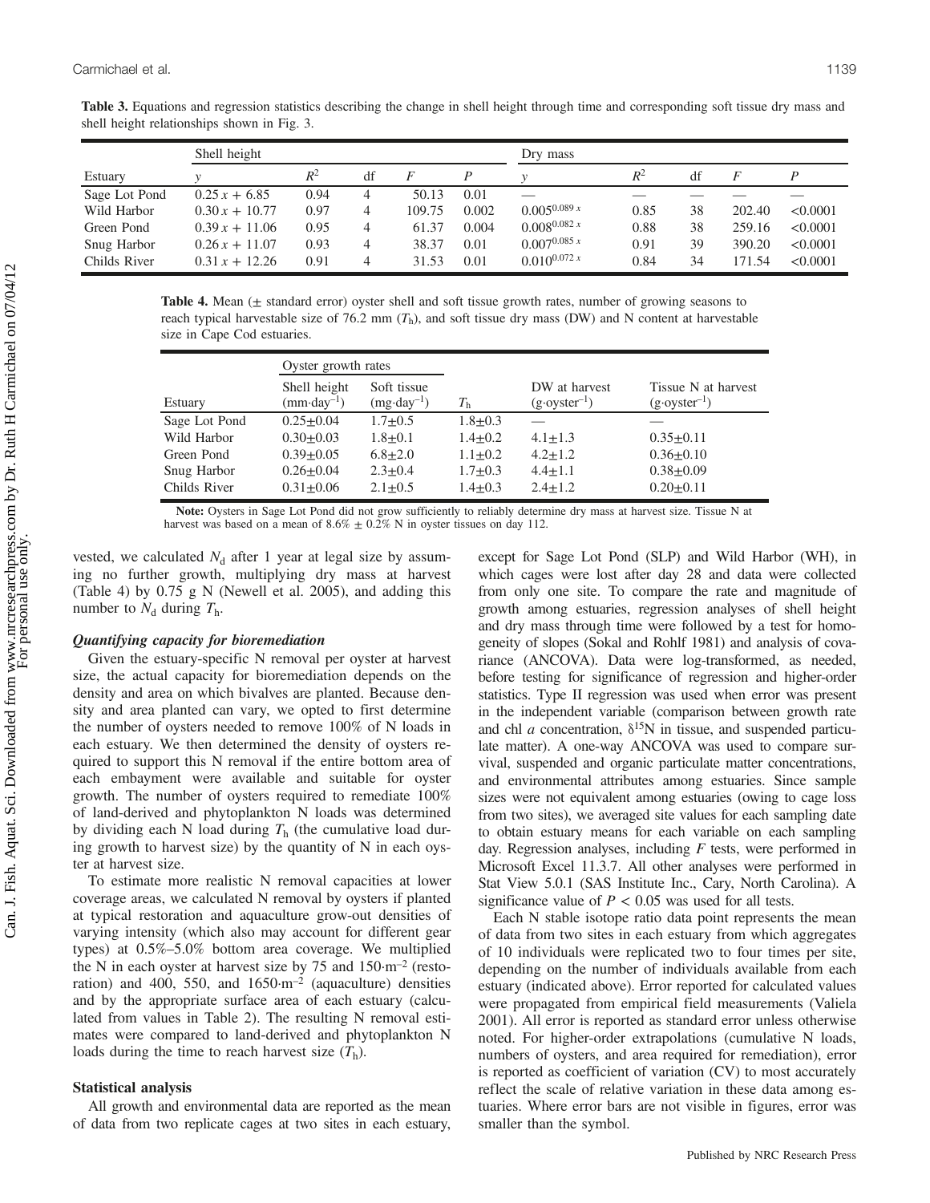**Table 3.** Equations and regression statistics describing the change in shell height through time and corresponding soft tissue dry mass and shell height relationships shown in Fig. 3.

| | Shell height | | | | | Dry mass | | | | |
|---|---|---|---|---|---|---|---|---|---|---|
| Estuary | $y$ | $R^2$ | df | $F$ | $P$ | $y$ | $R^2$ | df | $F$ | $P$ |
| Sage Lot Pond | $0.25x + 6.85$ | 0.94 | 4 | 50.13 | 0.01 | — | — | — | — | — |
| Wild Harbor | $0.30x + 10.77$ | 0.97 | 4 | 109.75 | 0.002 | $0.005^{0.089x}$ | 0.85 | 38 | 202.40 | <0.0001 |
| Green Pond | $0.39x + 11.06$ | 0.95 | 4 | 61.37 | 0.004 | $0.008^{0.082x}$ | 0.88 | 38 | 259.16 | <0.0001 |
| Snug Harbor | $0.26x + 11.07$ | 0.93 | 4 | 38.37 | 0.01 | $0.007^{0.085x}$ | 0.91 | 39 | 390.20 | <0.0001 |
| Childs River | $0.31x + 12.26$ | 0.91 | 4 | 31.53 | 0.01 | $0.010^{0.072x}$ | 0.84 | 34 | 171.54 | <0.0001 |

**Table 4.** Mean (± standard error) oyster shell and soft tissue growth rates, number of growing seasons to reach typical harvestable size of 76.2 mm ($T_h$), and soft tissue dry mass (DW) and N content at harvestable size in Cape Cod estuaries.

| | Oyster growth rates | | | | |
|---|---|---|---|---|---|
| Estuary | Shell height ($mm \cdot day^{-1}$) | Soft tissue ($mg \cdot day^{-1}$) | $T_h$ | DW at harvest ($g \cdot oyster^{-1}$) | Tissue N at harvest ($g \cdot oyster^{-1}$) |
| Sage Lot Pond | 0.25±0.04 | 1.7±0.5 | 1.8±0.3 | — | — |
| Wild Harbor | 0.30±0.03 | 1.8±0.1 | 1.4±0.2 | 4.1±1.3 | 0.35±0.11 |
| Green Pond | 0.39±0.05 | 6.8±2.0 | 1.1±0.2 | 4.2±1.2 | 0.36±0.10 |
| Snug Harbor | 0.26±0.04 | 2.3±0.4 | 1.7±0.3 | 4.4±1.1 | 0.38±0.09 |
| Childs River | 0.31±0.06 | 2.1±0.5 | 1.4±0.3 | 2.4±1.2 | 0.20±0.11 |

**Note:** Oysters in Sage Lot Pond did not grow sufficiently to reliably determine dry mass at harvest size. Tissue N at harvest was based on a mean of 8.6% ± 0.2% N in oyster tissues on day 112.

vested, we calculated $N_d$ after 1 year at legal size by assuming no further growth, multiplying dry mass at harvest (Table 4) by 0.75 g N (Newell et al. 2005), and adding this number to $N_d$ during $T_h$.

### *Quantifying capacity for bioremediation*

Given the estuary-specific N removal per oyster at harvest size, the actual capacity for bioremediation depends on the density and area on which bivalves are planted. Because density and area planted can vary, we opted to first determine the number of oysters needed to remove 100% of N loads in each estuary. We then determined the density of oysters required to support this N removal if the entire bottom area of each embayment were available and suitable for oyster growth. The number of oysters required to remediate 100% of land-derived and phytoplankton N loads was determined by dividing each N load during $T_h$ (the cumulative load during growth to harvest size) by the quantity of N in each oyster at harvest size.

To estimate more realistic N removal capacities at lower coverage areas, we calculated N removal by oysters if planted at typical restoration and aquaculture grow-out densities of varying intensity (which also may account for different gear types) at 0.5%–5.0% bottom area coverage. We multiplied the N in each oyster at harvest size by 75 and $150 \cdot m^{-2}$ (restoration) and 400, 550, and $1650 \cdot m^{-2}$ (aquaculture) densities and by the appropriate surface area of each estuary (calculated from values in Table 2). The resulting N removal estimates were compared to land-derived and phytoplankton N loads during the time to reach harvest size ($T_h$).

### Statistical analysis

All growth and environmental data are reported as the mean of data from two replicate cages at two sites in each estuary, except for Sage Lot Pond (SLP) and Wild Harbor (WH), in which cages were lost after day 28 and data were collected from only one site. To compare the rate and magnitude of growth among estuaries, regression analyses of shell height and dry mass through time were followed by a test for homogeneity of slopes (Sokal and Rohlf 1981) and analysis of covariance (ANCOVA). Data were log-transformed, as needed, before testing for significance of regression and higher-order statistics. Type II regression was used when error was present in the independent variable (comparison between growth rate and chl *a* concentration, $\delta^{15}N$ in tissue, and suspended particulate matter). A one-way ANCOVA was used to compare survival, suspended and organic particulate matter concentrations, and environmental attributes among estuaries. Since sample sizes were not equivalent among estuaries (owing to cage loss from two sites), we averaged site values for each sampling date to obtain estuary means for each variable on each sampling day. Regression analyses, including $F$ tests, were performed in Microsoft Excel 11.3.7. All other analyses were performed in Stat View 5.0.1 (SAS Institute Inc., Cary, North Carolina). A significance value of $P < 0.05$ was used for all tests.

Each N stable isotope ratio data point represents the mean of data from two sites in each estuary from which aggregates of 10 individuals were replicated two to four times per site, depending on the number of individuals available from each estuary (indicated above). Error reported for calculated values were propagated from empirical field measurements (Valiela 2001). All error is reported as standard error unless otherwise noted. For higher-order extrapolations (cumulative N loads, numbers of oysters, and area required for remediation), error is reported as coefficient of variation (CV) to most accurately reflect the scale of relative variation in these data among estuaries. Where error bars are not visible in figures, error was smaller than the symbol.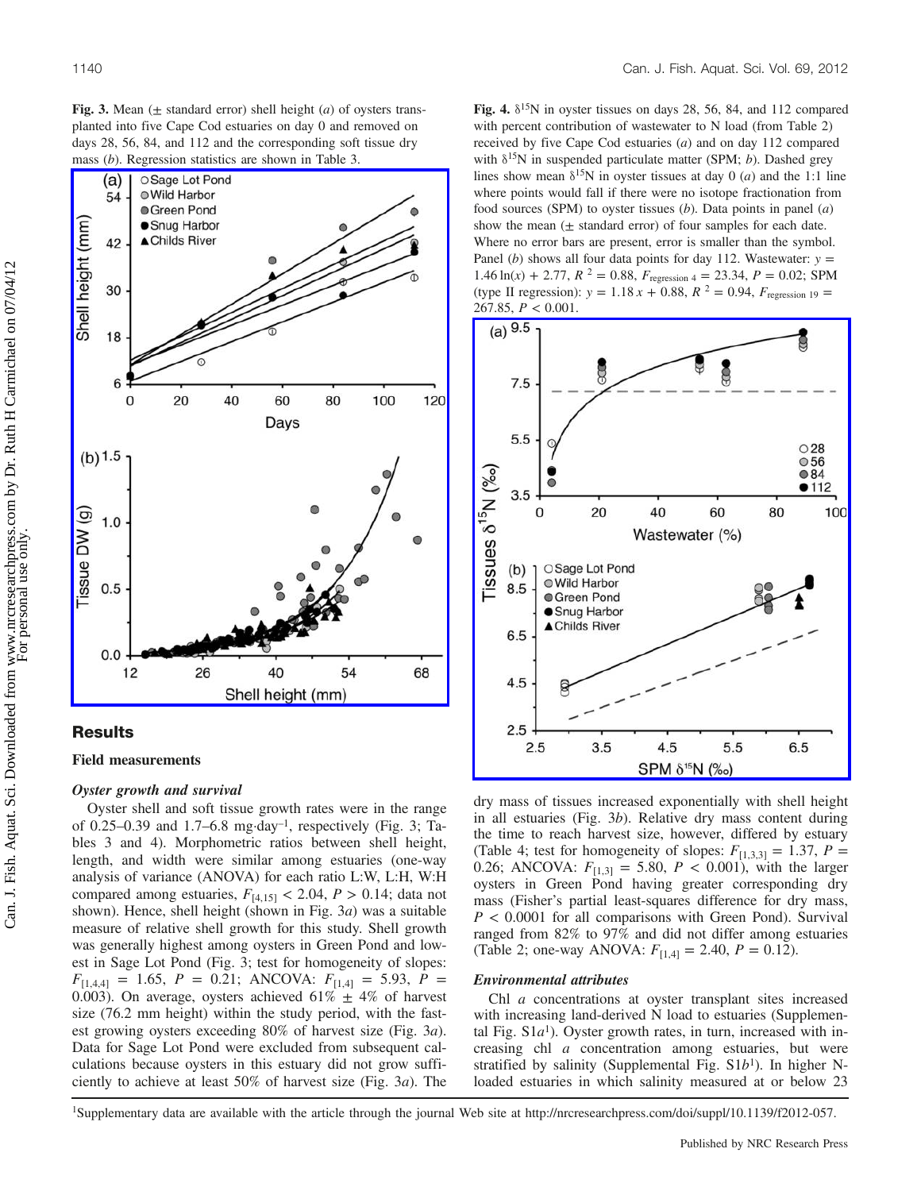**Fig. 3.** Mean (± standard error) shell height (*a*) of oysters transplanted into five Cape Cod estuaries on day 0 and removed on days 28, 56, 84, and 112 and the corresponding soft tissue dry mass (*b*). Regression statistics are shown in Table 3.

**Fig. 4.** $\delta^{15}N$ in oyster tissues on days 28, 56, 84, and 112 compared with percent contribution of wastewater to N load (from Table 2) received by five Cape Cod estuaries (*a*) and on day 112 compared with $\delta^{15}N$ in suspended particulate matter (SPM; *b*). Dashed grey lines show mean $\delta^{15}N$ in oyster tissues at day 0 (*a*) and the 1:1 line where points would fall if there were no isotope fractionation from food sources (SPM) to oyster tissues (*b*). Data points in panel (*a*) show the mean (± standard error) of four samples for each date. Where no error bars are present, error is smaller than the symbol. Panel (*b*) shows all four data points for day 112. Wastewater: $y = 1.46 \ln(x) + 2.77$, $R^2 = 0.88$, $F_{\text{regression } 4} = 23.34$, $P = 0.02$; SPM (type II regression): $y = 1.18x + 0.88$, $R^2 = 0.94$, $F_{\text{regression } 19} = 267.85$, $P < 0.001$.

## Results

### Field measurements

#### *Oyster growth and survival*

Oyster shell and soft tissue growth rates were in the range of 0.25–0.39 and 1.7–6.8 mg·day$^{-1}$, respectively (Fig. 3; Tables 3 and 4). Morphometric ratios between shell height, length, and width were similar among estuaries (one-way analysis of variance (ANOVA) for each ratio L:W, L:H, W:H compared among estuaries, $F_{[4,15]} < 2.04$, $P > 0.14$; data not shown). Hence, shell height (shown in Fig. 3*a*) was a suitable measure of relative shell growth for this study. Shell growth was generally highest among oysters in Green Pond and lowest in Sage Lot Pond (Fig. 3; test for homogeneity of slopes: $F_{[1,4,4]} = 1.65$, $P = 0.21$; ANCOVA: $F_{[1,4]} = 5.93$, $P = 0.003$). On average, oysters achieved 61% ± 4% of harvest size (76.2 mm height) within the study period, with the fastest growing oysters exceeding 80% of harvest size (Fig. 3*a*). Data for Sage Lot Pond were excluded from subsequent calculations because oysters in this estuary did not grow sufficiently to achieve at least 50% of harvest size (Fig. 3*a*). The dry mass of tissues increased exponentially with shell height in all estuaries (Fig. 3*b*). Relative dry mass content during the time to reach harvest size, however, differed by estuary (Table 4; test for homogeneity of slopes: $F_{[1,3,3]} = 1.37$, $P = 0.26$; ANCOVA: $F_{[1,3]} = 5.80$, $P < 0.001$), with the larger oysters in Green Pond having greater corresponding dry mass (Fisher's partial least-squares difference for dry mass, $P < 0.0001$ for all comparisons with Green Pond). Survival ranged from 82% to 97% and did not differ among estuaries (Table 2; one-way ANOVA: $F_{[1,4]} = 2.40$, $P = 0.12$).

#### *Environmental attributes*

Chl *a* concentrations at oyster transplant sites increased with increasing land-derived N load to estuaries (Supplemental Fig. S1*a*[1]). Oyster growth rates, in turn, increased with increasing chl *a* concentration among estuaries, but were stratified by salinity (Supplemental Fig. S1*b*[1]). In higher N-loaded estuaries in which salinity measured at or below 23

[1]Supplementary data are available with the article through the journal Web site at http://nrcresearchpress.com/doi/suppl/10.1139/f2012-057.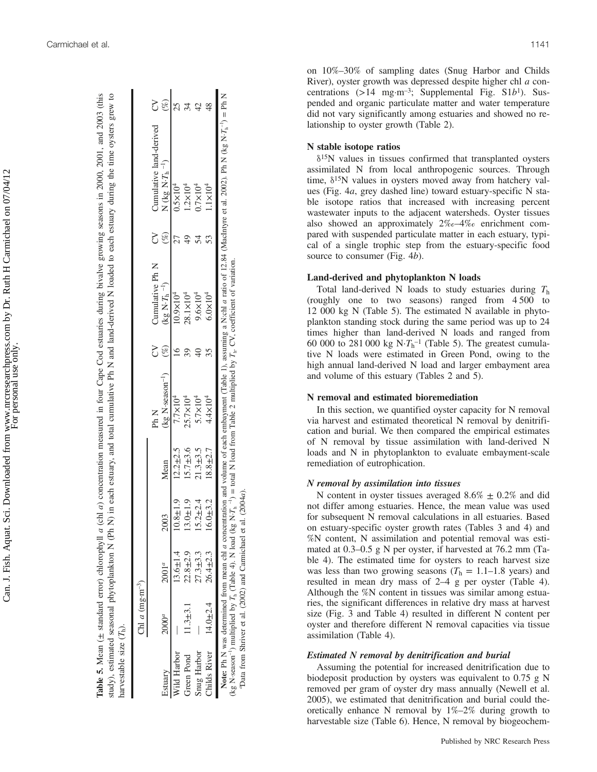**Table 5.** Mean (± standard error) chlorophyll *a* (chl *a*) concentration measured in four Cape Cod estuaries during bivalve growing seasons in 2000, 2001, and 2003 (this study), estimated seasonal phytoplankton N (Ph N) in each estuary, and total cumulative Ph N and land-derived N loaded to each estuary during the time oysters grew to harvestable size ($T_h$).

| Estuary | Chl *a* (mg·m$^{-3}$) 2000$^a$ | 2001$^a$ | 2003 | Mean | Ph N (kg N·season$^{-1}$) | CV (%) | Cumulative Ph N (kg N·$T_h$$^{-1}$) | CV (%) | Cumulative land-derived N (kg N·$T_h$$^{-1}$) | CV (%) |
|---|---|---|---|---|---|---|---|---|---|---|
| Wild Harbor | — | 13.6±1.4 | 10.8±1.9 | 12.2±2.5 | 7.7×10$^4$ | 16 | 10.9×10$^4$ | 27 | 0.5×10$^4$ | 25 |
| Green Pond | 11.3±3.1 | 22.8±2.9 | 13.0±1.9 | 15.7±3.6 | 25.7×10$^4$ | 39 | 28.1×10$^4$ | 49 | 1.2×10$^4$ | 34 |
| Snug Harbor | — | 27.3±3.3 | 15.2±2.4 | 21.3±3.5 | 5.7×10$^4$ | 40 | 9.6×10$^4$ | 54 | 0.7×10$^4$ | 42 |
| Childs River | 14.0±2.4 | 26.4±2.3 | 16.0±3.2 | 18.8±2.7 | 4.4×10$^4$ | 35 | 6.0×10$^4$ | 53 | 1.1×10$^4$ | 48 |

**Note:** Ph N was determined from mean chl *a* concentration and volume of each embayment (Table 1), assuming a N:chl *a* ratio of 12.84 (MacIntyre et al. 2002). Ph N (kg N·$T_h$$^{-1}$) = Ph N (kg N·season$^{-1}$) multiplied by $T_h$ (Table 4). N load (kg N·$T_h$$^{-1}$) = total N load from Table 2 multiplied by $T_h$. CV, coefficient of variation.

$^a$Data from Shriver et al. (2002) and Carmichael et al. (2004*a*).

on 10%–30% of sampling dates (Snug Harbor and Childs River), oyster growth was depressed despite higher chl *a* concentrations (>14 mg·m$^{-3}$; Supplemental Fig. S1*b*[1]). Suspended and organic particulate matter and water temperature did not vary significantly among estuaries and showed no relationship to oyster growth (Table 2).

### N stable isotope ratios

$\delta^{15}N$ values in tissues confirmed that transplanted oysters assimilated N from local anthropogenic sources. Through time, $\delta^{15}N$ values in oysters moved away from hatchery values (Fig. 4*a*, grey dashed line) toward estuary-specific N stable isotope ratios that increased with increasing percent wastewater inputs to the adjacent watersheds. Oyster tissues also showed an approximately 2‰–4‰ enrichment compared with suspended particulate matter in each estuary, typical of a single trophic step from the estuary-specific food source to consumer (Fig. 4*b*).

### Land-derived and phytoplankton N loads

Total land-derived N loads to study estuaries during $T_h$ (roughly one to two seasons) ranged from 4 500 to 12 000 kg N (Table 5). The estimated N available in phytoplankton standing stock during the same period was up to 24 times higher than land-derived N loads and ranged from 60 000 to 281 000 kg N·$T_h$$^{-1}$ (Table 5). The greatest cumulative N loads were estimated in Green Pond, owing to the high annual land-derived N load and larger embayment area and volume of this estuary (Tables 2 and 5).

### N removal and estimated bioremediation

In this section, we quantified oyster capacity for N removal via harvest and estimated theoretical N removal by denitrification and burial. We then compared the empirical estimates of N removal by tissue assimilation with land-derived N loads and N in phytoplankton to evaluate embayment-scale remediation of eutrophication.

#### *N removal by assimilation into tissues*

N content in oyster tissues averaged 8.6% ± 0.2% and did not differ among estuaries. Hence, the mean value was used for subsequent N removal calculations in all estuaries. Based on estuary-specific oyster growth rates (Tables 3 and 4) and %N content, N assimilation and potential removal was estimated at 0.3–0.5 g N per oyster, if harvested at 76.2 mm (Table 4). The estimated time for oysters to reach harvest size was less than two growing seasons ($T_h$ = 1.1–1.8 years) and resulted in mean dry mass of 2–4 g per oyster (Table 4). Although the %N content in tissues was similar among estuaries, the significant differences in relative dry mass at harvest size (Fig. 3 and Table 4) resulted in different N content per oyster and therefore different N removal capacities via tissue assimilation (Table 4).

#### *Estimated N removal by denitrification and burial*

Assuming the potential for increased denitrification due to biodeposit production by oysters was equivalent to 0.75 g N removed per gram of oyster dry mass annually (Newell et al. 2005), we estimated that denitrification and burial could theoretically enhance N removal by 1%–2% during growth to harvestable size (Table 6). Hence, N removal by biogeochem-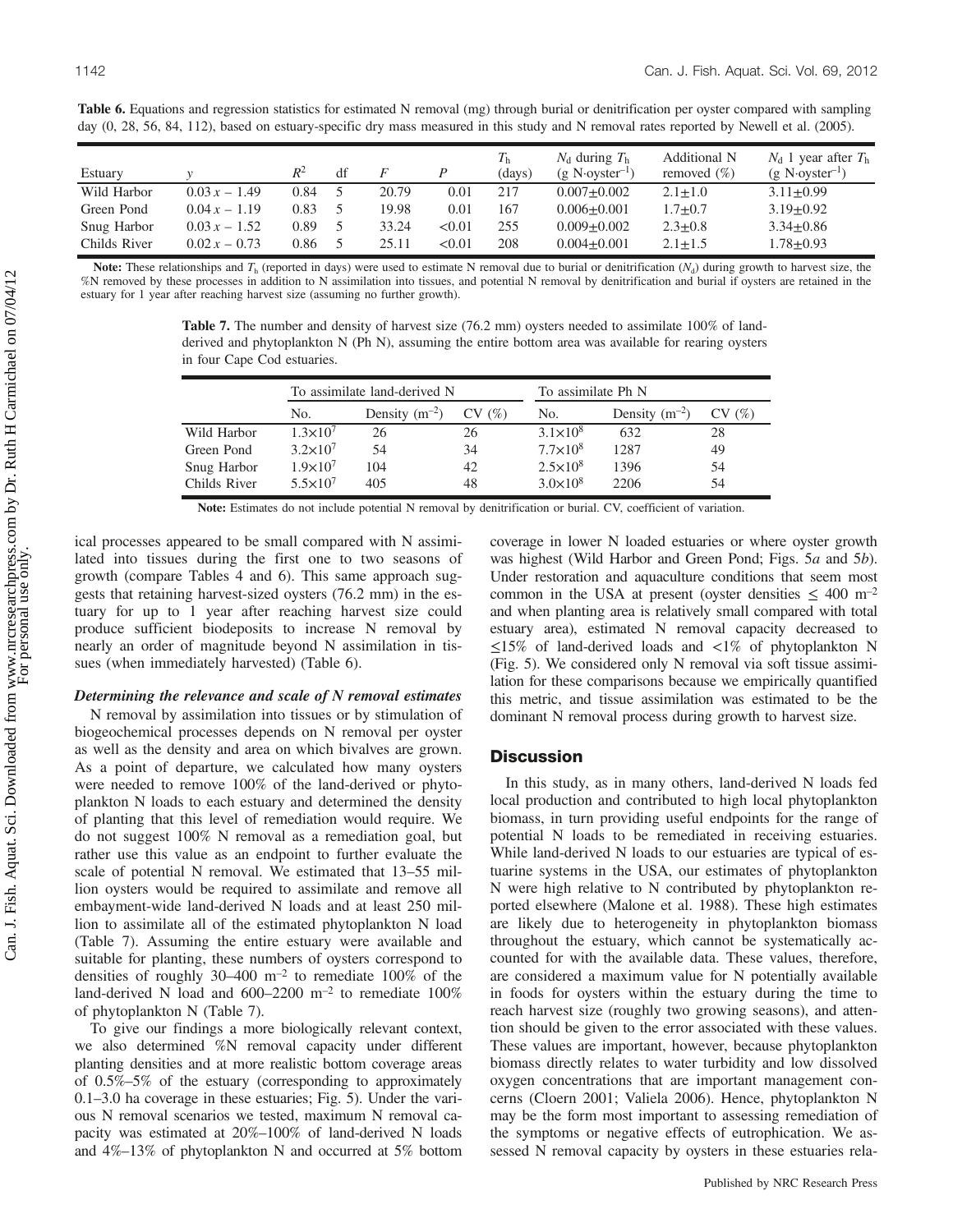**Table 6.** Equations and regression statistics for estimated N removal (mg) through burial or denitrification per oyster compared with sampling day (0, 28, 56, 84, 112), based on estuary-specific dry mass measured in this study and N removal rates reported by Newell et al. (2005).

| Estuary | $y$ | $R^2$ | df | $F$ | $P$ | $T_h$ (days) | $N_d$ during $T_h$ (g N·oyster$^{-1}$) | Additional N removed (%) | $N_d$ 1 year after $T_h$ (g N·oyster$^{-1}$) |
|---|---|---|---|---|---|---|---|---|---|
| Wild Harbor | $0.03x - 1.49$ | 0.84 | 5 | 20.79 | 0.01 | 217 | 0.007±0.002 | 2.1±1.0 | 3.11±0.99 |
| Green Pond | $0.04x - 1.19$ | 0.83 | 5 | 19.98 | 0.01 | 167 | 0.006±0.001 | 1.7±0.7 | 3.19±0.92 |
| Snug Harbor | $0.03x - 1.52$ | 0.89 | 5 | 33.24 | <0.01 | 255 | 0.009±0.002 | 2.3±0.8 | 3.34±0.86 |
| Childs River | $0.02x - 0.73$ | 0.86 | 5 | 25.11 | <0.01 | 208 | 0.004±0.001 | 2.1±1.5 | 1.78±0.93 |

**Note:** These relationships and $T_h$ (reported in days) were used to estimate N removal due to burial or denitrification ($N_d$) during growth to harvest size, the %N removed by these processes in addition to N assimilation into tissues, and potential N removal by denitrification and burial if oysters are retained in the estuary for 1 year after reaching harvest size (assuming no further growth).

**Table 7.** The number and density of harvest size (76.2 mm) oysters needed to assimilate 100% of land-derived and phytoplankton N (Ph N), assuming the entire bottom area was available for rearing oysters in four Cape Cod estuaries.

| | To assimilate land-derived N | | | To assimilate Ph N | | |
|---|---|---|---|---|---|---|
| | No. | Density (m$^{-2}$) | CV (%) | No. | Density (m$^{-2}$) | CV (%) |
| Wild Harbor | $1.3\times10^7$ | 26 | 26 | $3.1\times10^8$ | 632 | 28 |
| Green Pond | $3.2\times10^7$ | 54 | 34 | $7.7\times10^8$ | 1287 | 49 |
| Snug Harbor | $1.9\times10^7$ | 104 | 42 | $2.5\times10^8$ | 1396 | 54 |
| Childs River | $5.5\times10^7$ | 405 | 48 | $3.0\times10^8$ | 2206 | 54 |

**Note:** Estimates do not include potential N removal by denitrification or burial. CV, coefficient of variation.

ical processes appeared to be small compared with N assimilated into tissues during the first one to two seasons of growth (compare Tables 4 and 6). This same approach suggests that retaining harvest-sized oysters (76.2 mm) in the estuary for up to 1 year after reaching harvest size could produce sufficient biodeposits to increase N removal by nearly an order of magnitude beyond N assimilation in tissues (when immediately harvested) (Table 6).

### *Determining the relevance and scale of N removal estimates*

N removal by assimilation into tissues or by stimulation of biogeochemical processes depends on N removal per oyster as well as the density and area on which bivalves are grown. As a point of departure, we calculated how many oysters were needed to remove 100% of the land-derived or phytoplankton N loads to each estuary and determined the density of planting that this level of remediation would require. We do not suggest 100% N removal as a remediation goal, but rather use this value as an endpoint to further evaluate the scale of potential N removal. We estimated that 13–55 million oysters would be required to assimilate and remove all embayment-wide land-derived N loads and at least 250 million to assimilate all of the estimated phytoplankton N load (Table 7). Assuming the entire estuary were available and suitable for planting, these numbers of oysters correspond to densities of roughly 30–400 m$^{-2}$ to remediate 100% of the land-derived N load and 600–2200 m$^{-2}$ to remediate 100% of phytoplankton N (Table 7).

To give our findings a more biologically relevant context, we also determined %N removal capacity under different planting densities and at more realistic bottom coverage areas of 0.5%–5% of the estuary (corresponding to approximately 0.1–3.0 ha coverage in these estuaries; Fig. 5). Under the various N removal scenarios we tested, maximum N removal capacity was estimated at 20%–100% of land-derived N loads and 4%–13% of phytoplankton N and occurred at 5% bottom coverage in lower N loaded estuaries or where oyster growth was highest (Wild Harbor and Green Pond; Figs. 5*a* and 5*b*). Under restoration and aquaculture conditions that seem most common in the USA at present (oyster densities $\leq$ 400 m$^{-2}$ and when planting area is relatively small compared with total estuary area), estimated N removal capacity decreased to $\leq$15% of land-derived loads and <1% of phytoplankton N (Fig. 5). We considered only N removal via soft tissue assimilation for these comparisons because we empirically quantified this metric, and tissue assimilation was estimated to be the dominant N removal process during growth to harvest size.

## Discussion

In this study, as in many others, land-derived N loads fed local production and contributed to high local phytoplankton biomass, in turn providing useful endpoints for the range of potential N loads to be remediated in receiving estuaries. While land-derived N loads to our estuaries are typical of estuarine systems in the USA, our estimates of phytoplankton N were high relative to N contributed by phytoplankton reported elsewhere (Malone et al. 1988). These high estimates are likely due to heterogeneity in phytoplankton biomass throughout the estuary, which cannot be systematically accounted for with the available data. These values, therefore, are considered a maximum value for N potentially available in foods for oysters within the estuary during the time to reach harvest size (roughly two growing seasons), and attention should be given to the error associated with these values. These values are important, however, because phytoplankton biomass directly relates to water turbidity and low dissolved oxygen concentrations that are important management concerns (Cloern 2001; Valiela 2006). Hence, phytoplankton N may be the form most important to assessing remediation of the symptoms or negative effects of eutrophication. We assessed N removal capacity by oysters in these estuaries rela-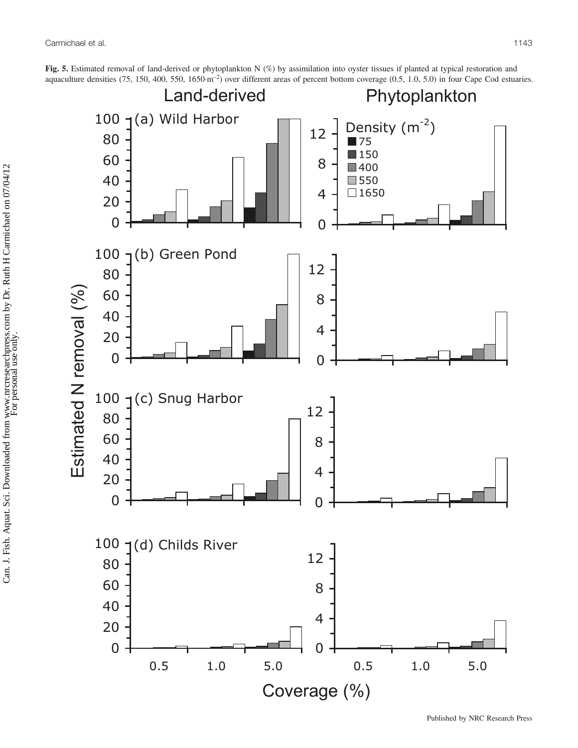**Fig. 5.** Estimated removal of land-derived or phytoplankton N (%) by assimilation into oyster tissues if planted at typical restoration and aquaculture densities (75, 150, 400, 550, 1650·m$^{-2}$) over different areas of percent bottom coverage (0.5, 1.0, 5.0) in four Cape Cod estuaries.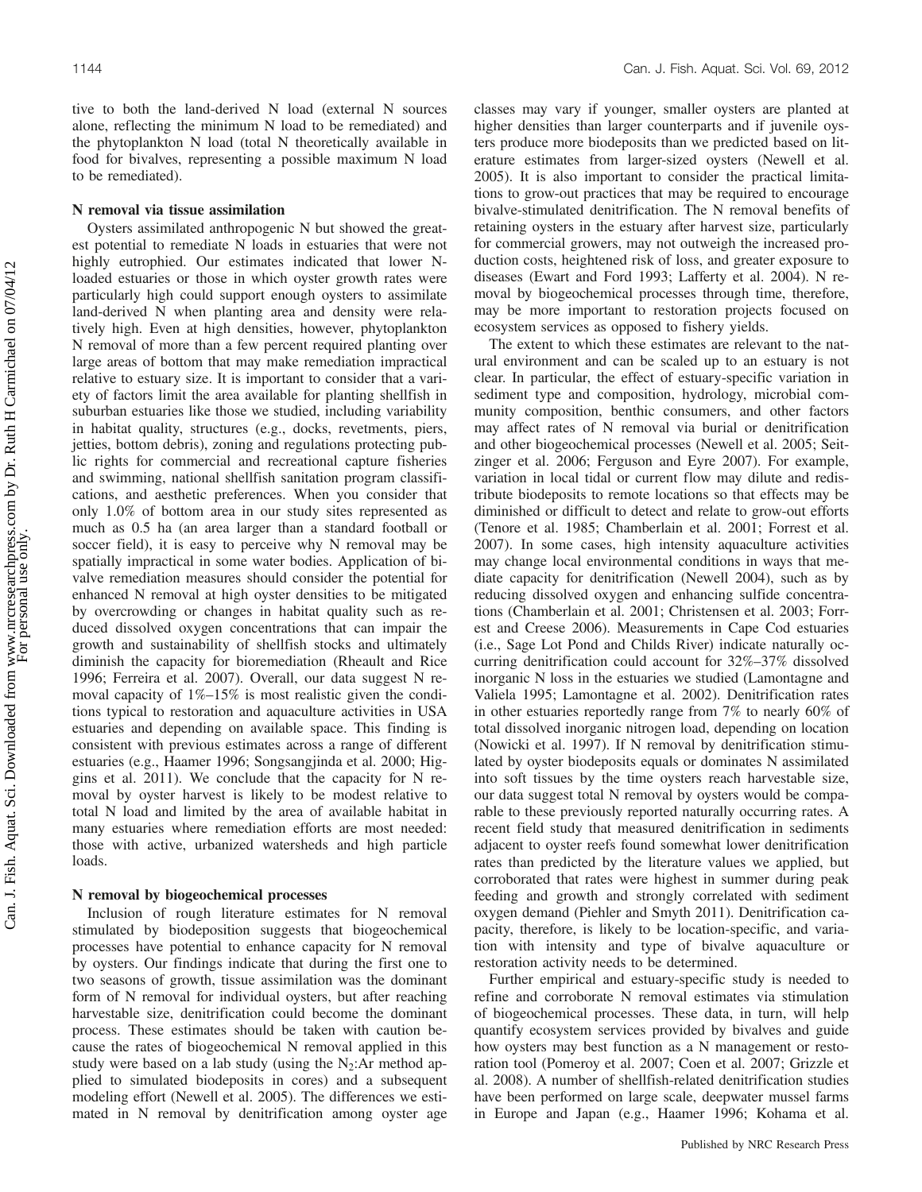tive to both the land-derived N load (external N sources alone, reflecting the minimum N load to be remediated) and the phytoplankton N load (total N theoretically available in food for bivalves, representing a possible maximum N load to be remediated).

### N removal via tissue assimilation

Oysters assimilated anthropogenic N but showed the greatest potential to remediate N loads in estuaries that were not highly eutrophied. Our estimates indicated that lower N-loaded estuaries or those in which oyster growth rates were particularly high could support enough oysters to assimilate land-derived N when planting area and density were relatively high. Even at high densities, however, phytoplankton N removal of more than a few percent required planting over large areas of bottom that may make remediation impractical relative to estuary size. It is important to consider that a variety of factors limit the area available for planting shellfish in suburban estuaries like those we studied, including variability in habitat quality, structures (e.g., docks, revetments, piers, jetties, bottom debris), zoning and regulations protecting public rights for commercial and recreational capture fisheries and swimming, national shellfish sanitation program classifications, and aesthetic preferences. When you consider that only 1.0% of bottom area in our study sites represented as much as 0.5 ha (an area larger than a standard football or soccer field), it is easy to perceive why N removal may be spatially impractical in some water bodies. Application of bivalve remediation measures should consider the potential for enhanced N removal at high oyster densities to be mitigated by overcrowding or changes in habitat quality such as reduced dissolved oxygen concentrations that can impair the growth and sustainability of shellfish stocks and ultimately diminish the capacity for bioremediation (Rheault and Rice 1996; Ferreira et al. 2007). Overall, our data suggest N removal capacity of 1%–15% is most realistic given the conditions typical to restoration and aquaculture activities in USA estuaries and depending on available space. This finding is consistent with previous estimates across a range of different estuaries (e.g., Haamer 1996; Songsangjinda et al. 2000; Higgins et al. 2011). We conclude that the capacity for N removal by oyster harvest is likely to be modest relative to total N load and limited by the area of available habitat in many estuaries where remediation efforts are most needed: those with active, urbanized watersheds and high particle loads.

### N removal by biogeochemical processes

Inclusion of rough literature estimates for N removal stimulated by biodeposition suggests that biogeochemical processes have potential to enhance capacity for N removal by oysters. Our findings indicate that during the first one to two seasons of growth, tissue assimilation was the dominant form of N removal for individual oysters, but after reaching harvestable size, denitrification could become the dominant process. These estimates should be taken with caution because the rates of biogeochemical N removal applied in this study were based on a lab study (using the $N_2$:Ar method applied to simulated biodeposits in cores) and a subsequent modeling effort (Newell et al. 2005). The differences we estimated in N removal by denitrification among oyster age classes may vary if younger, smaller oysters are planted at higher densities than larger counterparts and if juvenile oysters produce more biodeposits than we predicted based on literature estimates from larger-sized oysters (Newell et al. 2005). It is also important to consider the practical limitations to grow-out practices that may be required to encourage bivalve-stimulated denitrification. The N removal benefits of retaining oysters in the estuary after harvest size, particularly for commercial growers, may not outweigh the increased production costs, heightened risk of loss, and greater exposure to diseases (Ewart and Ford 1993; Lafferty et al. 2004). N removal by biogeochemical processes through time, therefore, may be more important to restoration projects focused on ecosystem services as opposed to fishery yields.

The extent to which these estimates are relevant to the natural environment and can be scaled up to an estuary is not clear. In particular, the effect of estuary-specific variation in sediment type and composition, hydrology, microbial community composition, benthic consumers, and other factors may affect rates of N removal via burial or denitrification and other biogeochemical processes (Newell et al. 2005; Seitzinger et al. 2006; Ferguson and Eyre 2007). For example, variation in local tidal or current flow may dilute and redistribute biodeposits to remote locations so that effects may be diminished or difficult to detect and relate to grow-out efforts (Tenore et al. 1985; Chamberlain et al. 2001; Forrest et al. 2007). In some cases, high intensity aquaculture activities may change local environmental conditions in ways that mediate capacity for denitrification (Newell 2004), such as by reducing dissolved oxygen and enhancing sulfide concentrations (Chamberlain et al. 2001; Christensen et al. 2003; Forrest and Creese 2006). Measurements in Cape Cod estuaries (i.e., Sage Lot Pond and Childs River) indicate naturally occurring denitrification could account for 32%–37% dissolved inorganic N loss in the estuaries we studied (Lamontagne and Valiela 1995; Lamontagne et al. 2002). Denitrification rates in other estuaries reportedly range from 7% to nearly 60% of total dissolved inorganic nitrogen load, depending on location (Nowicki et al. 1997). If N removal by denitrification stimulated by oyster biodeposits equals or dominates N assimilated into soft tissues by the time oysters reach harvestable size, our data suggest total N removal by oysters would be comparable to these previously reported naturally occurring rates. A recent field study that measured denitrification in sediments adjacent to oyster reefs found somewhat lower denitrification rates than predicted by the literature values we applied, but corroborated that rates were highest in summer during peak feeding and growth and strongly correlated with sediment oxygen demand (Piehler and Smyth 2011). Denitrification capacity, therefore, is likely to be location-specific, and variation with intensity and type of bivalve aquaculture or restoration activity needs to be determined.

Further empirical and estuary-specific study is needed to refine and corroborate N removal estimates via stimulation of biogeochemical processes. These data, in turn, will help quantify ecosystem services provided by bivalves and guide how oysters may best function as a N management or restoration tool (Pomeroy et al. 2007; Coen et al. 2007; Grizzle et al. 2008). A number of shellfish-related denitrification studies have been performed on large scale, deepwater mussel farms in Europe and Japan (e.g., Haamer 1996; Kohama et al.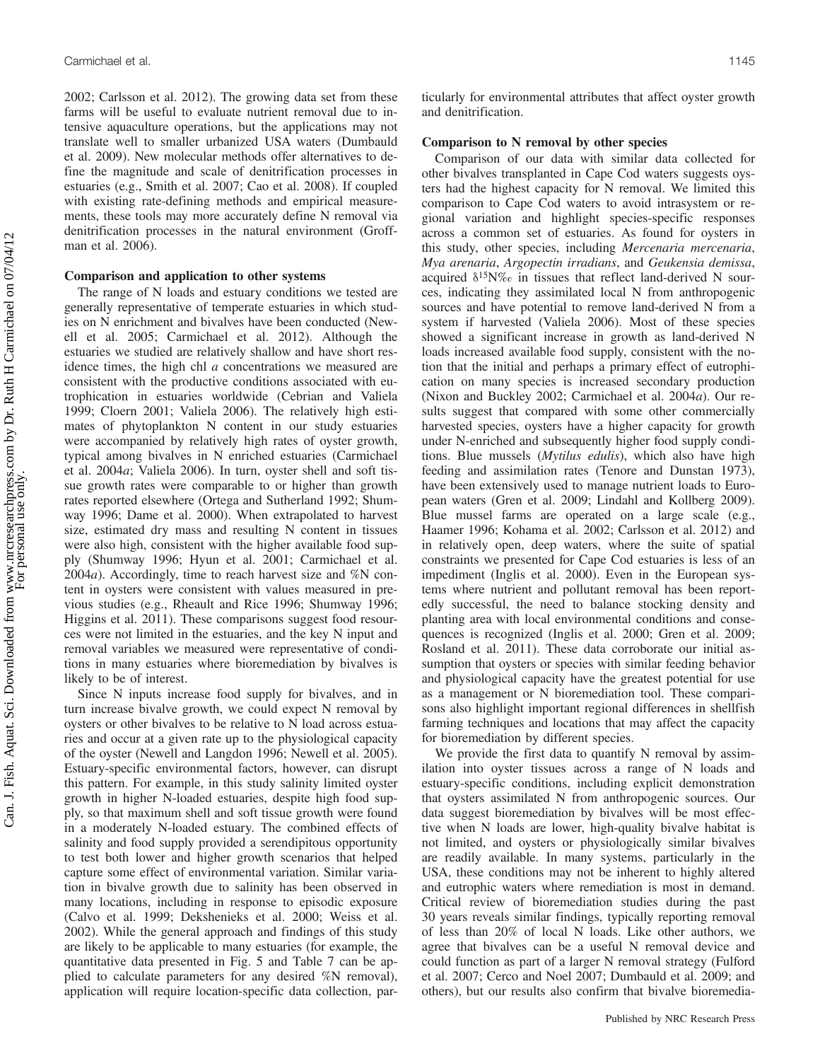2002; Carlsson et al. 2012). The growing data set from these farms will be useful to evaluate nutrient removal due to intensive aquaculture operations, but the applications may not translate well to smaller urbanized USA waters (Dumbauld et al. 2009). New molecular methods offer alternatives to define the magnitude and scale of denitrification processes in estuaries (e.g., Smith et al. 2007; Cao et al. 2008). If coupled with existing rate-defining methods and empirical measurements, these tools may more accurately define N removal via denitrification processes in the natural environment (Groffman et al. 2006).

### Comparison and application to other systems

The range of N loads and estuary conditions we tested are generally representative of temperate estuaries in which studies on N enrichment and bivalves have been conducted (Newell et al. 2005; Carmichael et al. 2012). Although the estuaries we studied are relatively shallow and have short residence times, the high chl *a* concentrations we measured are consistent with the productive conditions associated with eutrophication in estuaries worldwide (Cebrian and Valiela 1999; Cloern 2001; Valiela 2006). The relatively high estimates of phytoplankton N content in our study estuaries were accompanied by relatively high rates of oyster growth, typical among bivalves in N enriched estuaries (Carmichael et al. 2004*a*; Valiela 2006). In turn, oyster shell and soft tissue growth rates were comparable to or higher than growth rates reported elsewhere (Ortega and Sutherland 1992; Shumway 1996; Dame et al. 2000). When extrapolated to harvest size, estimated dry mass and resulting N content in tissues were also high, consistent with the higher available food supply (Shumway 1996; Hyun et al. 2001; Carmichael et al. 2004*a*). Accordingly, time to reach harvest size and %N content in oysters were consistent with values measured in previous studies (e.g., Rheault and Rice 1996; Shumway 1996; Higgins et al. 2011). These comparisons suggest food resources were not limited in the estuaries, and the key N input and removal variables we measured were representative of conditions in many estuaries where bioremediation by bivalves is likely to be of interest.

Since N inputs increase food supply for bivalves, and in turn increase bivalve growth, we could expect N removal by oysters or other bivalves to be relative to N load across estuaries and occur at a given rate up to the physiological capacity of the oyster (Newell and Langdon 1996; Newell et al. 2005). Estuary-specific environmental factors, however, can disrupt this pattern. For example, in this study salinity limited oyster growth in higher N-loaded estuaries, despite high food supply, so that maximum shell and soft tissue growth were found in a moderately N-loaded estuary. The combined effects of salinity and food supply provided a serendipitous opportunity to test both lower and higher growth scenarios that helped capture some effect of environmental variation. Similar variation in bivalve growth due to salinity has been observed in many locations, including in response to episodic exposure (Calvo et al. 1999; Dekshenieks et al. 2000; Weiss et al. 2002). While the general approach and findings of this study are likely to be applicable to many estuaries (for example, the quantitative data presented in Fig. 5 and Table 7 can be applied to calculate parameters for any desired %N removal), application will require location-specific data collection, particularly for environmental attributes that affect oyster growth and denitrification.

### Comparison to N removal by other species

Comparison of our data with similar data collected for other bivalves transplanted in Cape Cod waters suggests oysters had the highest capacity for N removal. We limited this comparison to Cape Cod waters to avoid intrasystem or regional variation and highlight species-specific responses across a common set of estuaries. As found for oysters in this study, other species, including *Mercenaria mercenaria*, *Mya arenaria*, *Argopectin irradians*, and *Geukensia demissa*, acquired $\delta^{15}N$‰ in tissues that reflect land-derived N sources, indicating they assimilated local N from anthropogenic sources and have potential to remove land-derived N from a system if harvested (Valiela 2006). Most of these species showed a significant increase in growth as land-derived N loads increased available food supply, consistent with the notion that the initial and perhaps a primary effect of eutrophication on many species is increased secondary production (Nixon and Buckley 2002; Carmichael et al. 2004*a*). Our results suggest that compared with some other commercially harvested species, oysters have a higher capacity for growth under N-enriched and subsequently higher food supply conditions. Blue mussels (*Mytilus edulis*), which also have high feeding and assimilation rates (Tenore and Dunstan 1973), have been extensively used to manage nutrient loads to European waters (Gren et al. 2009; Lindahl and Kollberg 2009). Blue mussel farms are operated on a large scale (e.g., Haamer 1996; Kohama et al. 2002; Carlsson et al. 2012) and in relatively open, deep waters, where the suite of spatial constraints we presented for Cape Cod estuaries is less of an impediment (Inglis et al. 2000). Even in the European systems where nutrient and pollutant removal has been reportedly successful, the need to balance stocking density and planting area with local environmental conditions and consequences is recognized (Inglis et al. 2000; Gren et al. 2009; Rosland et al. 2011). These data corroborate our initial assumption that oysters or species with similar feeding behavior and physiological capacity have the greatest potential for use as a management or N bioremediation tool. These comparisons also highlight important regional differences in shellfish farming techniques and locations that may affect the capacity for bioremediation by different species.

We provide the first data to quantify N removal by assimilation into oyster tissues across a range of N loads and estuary-specific conditions, including explicit demonstration that oysters assimilated N from anthropogenic sources. Our data suggest bioremediation by bivalves will be most effective when N loads are lower, high-quality bivalve habitat is not limited, and oysters or physiologically similar bivalves are readily available. In many systems, particularly in the USA, these conditions may not be inherent to highly altered and eutrophic waters where remediation is most in demand. Critical review of bioremediation studies during the past 30 years reveals similar findings, typically reporting removal of less than 20% of local N loads. Like other authors, we agree that bivalves can be a useful N removal device and could function as part of a larger N removal strategy (Fulford et al. 2007; Cerco and Noel 2007; Dumbauld et al. 2009; and others), but our results also confirm that bivalve bioremedia-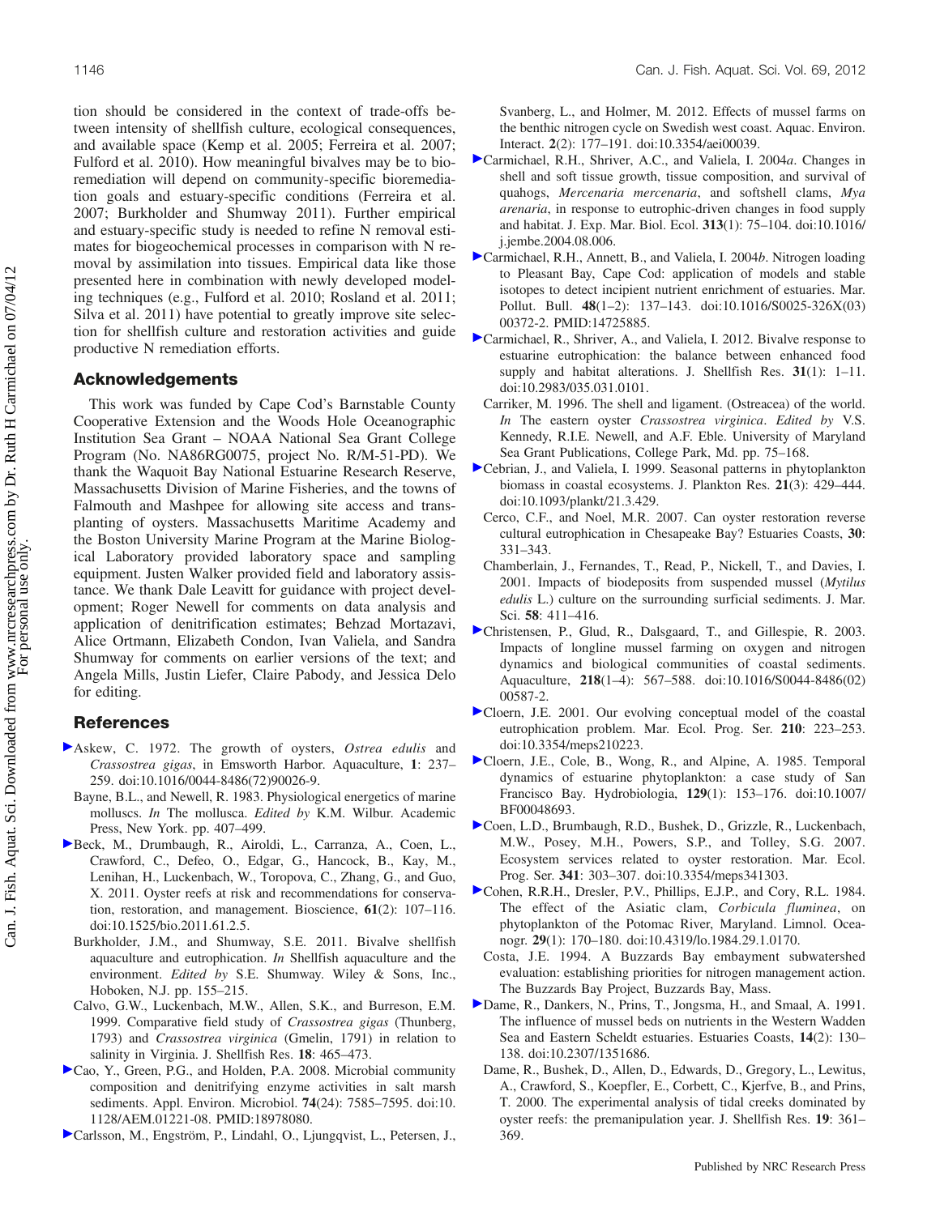tion should be considered in the context of trade-offs between intensity of shellfish culture, ecological consequences, and available space (Kemp et al. 2005; Ferreira et al. 2007; Fulford et al. 2010). How meaningful bivalves may be to bioremediation will depend on community-specific bioremediation goals and estuary-specific conditions (Ferreira et al. 2007; Burkholder and Shumway 2011). Further empirical and estuary-specific study is needed to refine N removal estimates for biogeochemical processes in comparison with N removal by assimilation into tissues. Empirical data like those presented here in combination with newly developed modeling techniques (e.g., Fulford et al. 2010; Rosland et al. 2011; Silva et al. 2011) have potential to greatly improve site selection for shellfish culture and restoration activities and guide productive N remediation efforts.

## Acknowledgements

This work was funded by Cape Cod's Barnstable County Cooperative Extension and the Woods Hole Oceanographic Institution Sea Grant – NOAA National Sea Grant College Program (No. NA86RG0075, project No. R/M-51-PD). We thank the Waquoit Bay National Estuarine Research Reserve, Massachusetts Division of Marine Fisheries, and the towns of Falmouth and Mashpee for allowing site access and transplanting of oysters. Massachusetts Maritime Academy and the Boston University Marine Program at the Marine Biological Laboratory provided laboratory space and sampling equipment. Justen Walker provided field and laboratory assistance. We thank Dale Leavitt for guidance with project development; Roger Newell for comments on data analysis and application of denitrification estimates; Behzad Mortazavi, Alice Ortmann, Elizabeth Condon, Ivan Valiela, and Sandra Shumway for comments on earlier versions of the text; and Angela Mills, Justin Liefer, Claire Pabody, and Jessica Delo for editing.

## References

Askew, C. 1972. The growth of oysters, *Ostrea edulis* and *Crassostrea gigas*, in Emsworth Harbor. Aquaculture, **1**: 237–259. doi:10.1016/0044-8486(72)90026-9.

Bayne, B.L., and Newell, R. 1983. Physiological energetics of marine molluscs. *In* The mollusca. *Edited by* K.M. Wilbur. Academic Press, New York. pp. 407–499.

Beck, M., Drumbaugh, R., Airoldi, L., Carranza, A., Coen, L., Crawford, C., Defeo, O., Edgar, G., Hancock, B., Kay, M., Lenihan, H., Luckenbach, W., Toropova, C., Zhang, G., and Guo, X. 2011. Oyster reefs at risk and recommendations for conservation, restoration, and management. Bioscience, **61**(2): 107–116. doi:10.1525/bio.2011.61.2.5.

Burkholder, J.M., and Shumway, S.E. 2011. Bivalve shellfish aquaculture and eutrophication. *In* Shellfish aquaculture and the environment. *Edited by* S.E. Shumway. Wiley & Sons, Inc., Hoboken, N.J. pp. 155–215.

Calvo, G.W., Luckenbach, M.W., Allen, S.K., and Burreson, E.M. 1999. Comparative field study of *Crassostrea gigas* (Thunberg, 1793) and *Crassostrea virginica* (Gmelin, 1791) in relation to salinity in Virginia. J. Shellfish Res. **18**: 465–473.

Cao, Y., Green, P.G., and Holden, P.A. 2008. Microbial community composition and denitrifying enzyme activities in salt marsh sediments. Appl. Environ. Microbiol. **74**(24): 7585–7595. doi:10.1128/AEM.01221-08. PMID:18978080.

Carlsson, M., Engström, P., Lindahl, O., Ljungqvist, L., Petersen, J., Svanberg, L., and Holmer, M. 2012. Effects of mussel farms on the benthic nitrogen cycle on Swedish west coast. Aquac. Environ. Interact. **2**(2): 177–191. doi:10.3354/aei00039.

Carmichael, R.H., Shriver, A.C., and Valiela, I. 2004*a*. Changes in shell and soft tissue growth, tissue composition, and survival of quahogs, *Mercenaria mercenaria*, and softshell clams, *Mya arenaria*, in response to eutrophic-driven changes in food supply and habitat. J. Exp. Mar. Biol. Ecol. **313**(1): 75–104. doi:10.1016/j.jembe.2004.08.006.

Carmichael, R.H., Annett, B., and Valiela, I. 2004*b*. Nitrogen loading to Pleasant Bay, Cape Cod: application of models and stable isotopes to detect incipient nutrient enrichment of estuaries. Mar. Pollut. Bull. **48**(1–2): 137–143. doi:10.1016/S0025-326X(03)00372-2. PMID:14725885.

Carmichael, R., Shriver, A., and Valiela, I. 2012. Bivalve response to estuarine eutrophication: the balance between enhanced food supply and habitat alterations. J. Shellfish Res. **31**(1): 1–11. doi:10.2983/035.031.0101.

Carriker, M. 1996. The shell and ligament. (Ostreacea) of the world. *In* The eastern oyster *Crassostrea virginica*. *Edited by* V.S. Kennedy, R.I.E. Newell, and A.F. Eble. University of Maryland Sea Grant Publications, College Park, Md. pp. 75–168.

Cebrian, J., and Valiela, I. 1999. Seasonal patterns in phytoplankton biomass in coastal ecosystems. J. Plankton Res. **21**(3): 429–444. doi:10.1093/plankt/21.3.429.

Cerco, C.F., and Noel, M.R. 2007. Can oyster restoration reverse cultural eutrophication in Chesapeake Bay? Estuaries Coasts, **30**: 331–343.

Chamberlain, J., Fernandes, T., Read, P., Nickell, T., and Davies, I. 2001. Impacts of biodeposits from suspended mussel (*Mytilus edulis* L.) culture on the surrounding surficial sediments. J. Mar. Sci. **58**: 411–416.

Christensen, P., Glud, R., Dalsgaard, T., and Gillespie, R. 2003. Impacts of longline mussel farming on oxygen and nitrogen dynamics and biological communities of coastal sediments. Aquaculture, **218**(1–4): 567–588. doi:10.1016/S0044-8486(02)00587-2.

Cloern, J.E. 2001. Our evolving conceptual model of the coastal eutrophication problem. Mar. Ecol. Prog. Ser. **210**: 223–253. doi:10.3354/meps210223.

Cloern, J.E., Cole, B., Wong, R., and Alpine, A. 1985. Temporal dynamics of estuarine phytoplankton: a case study of San Francisco Bay. Hydrobiologia, **129**(1): 153–176. doi:10.1007/BF00048693.

Coen, L.D., Brumbaugh, R.D., Bushek, D., Grizzle, R., Luckenbach, M.W., Posey, M.H., Powers, S.P., and Tolley, S.G. 2007. Ecosystem services related to oyster restoration. Mar. Ecol. Prog. Ser. **341**: 303–307. doi:10.3354/meps341303.

Cohen, R.R.H., Dresler, P.V., Phillips, E.J.P., and Cory, R.L. 1984. The effect of the Asiatic clam, *Corbicula fluminea*, on phytoplankton of the Potomac River, Maryland. Limnol. Oceanogr. **29**(1): 170–180. doi:10.4319/lo.1984.29.1.0170.

Costa, J.E. 1994. A Buzzards Bay embayment subwatershed evaluation: establishing priorities for nitrogen management action. The Buzzards Bay Project, Buzzards Bay, Mass.

Dame, R., Dankers, N., Prins, T., Jongsma, H., and Smaal, A. 1991. The influence of mussel beds on nutrients in the Western Wadden Sea and Eastern Scheldt estuaries. Estuaries Coasts, **14**(2): 130–138. doi:10.2307/1351686.

Dame, R., Bushek, D., Allen, D., Edwards, D., Gregory, L., Lewitus, A., Crawford, S., Koepfler, E., Corbett, C., Kjerfve, B., and Prins, T. 2000. The experimental analysis of tidal creeks dominated by oyster reefs: the premanipulation year. J. Shellfish Res. **19**: 361–369.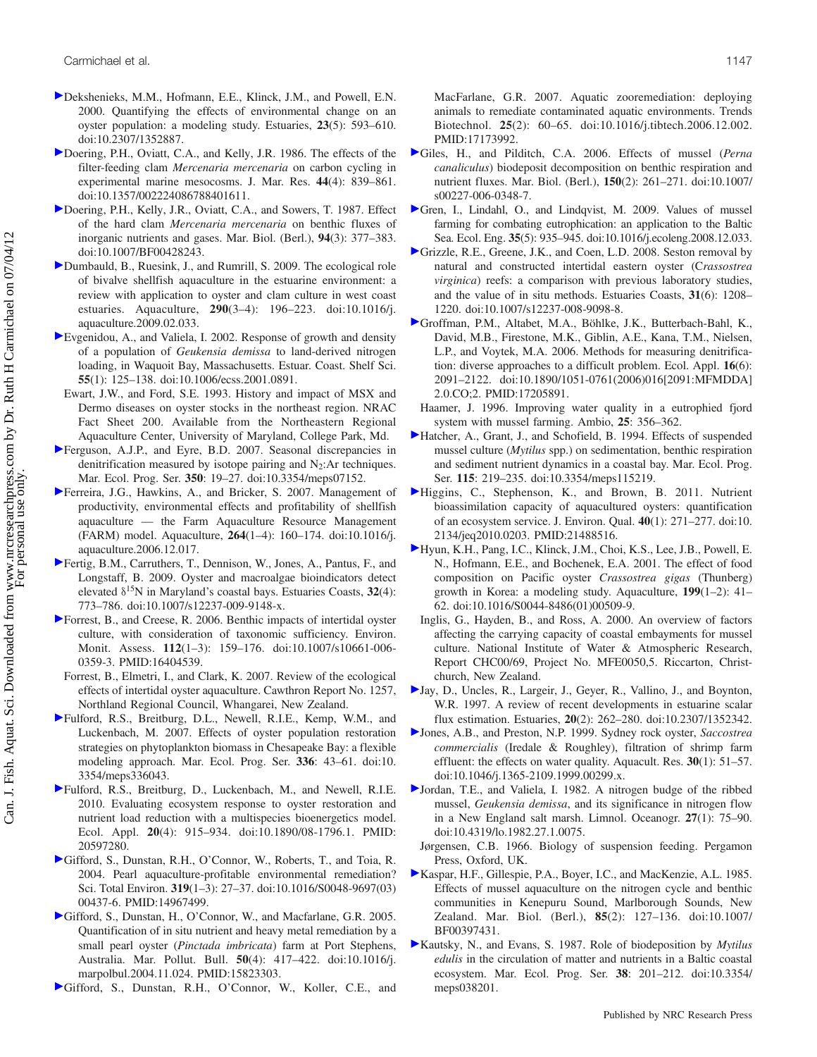Dekshenieks, M.M., Hofmann, E.E., Klinck, J.M., and Powell, E.N. 2000. Quantifying the effects of environmental change on an oyster population: a modeling study. Estuaries, **23**(5): 593–610. doi:10.2307/1352887.

Doering, P.H., Oviatt, C.A., and Kelly, J.R. 1986. The effects of the filter-feeding clam *Mercenaria mercenaria* on carbon cycling in experimental marine mesocosms. J. Mar. Res. **44**(4): 839–861. doi:10.1357/002224086788401611.

Doering, P.H., Kelly, J.R., Oviatt, C.A., and Sowers, T. 1987. Effect of the hard clam *Mercenaria mercenaria* on benthic fluxes of inorganic nutrients and gases. Mar. Biol. (Berl.), **94**(3): 377–383. doi:10.1007/BF00428243.

Dumbauld, B., Ruesink, J., and Rumrill, S. 2009. The ecological role of bivalve shellfish aquaculture in the estuarine environment: a review with application to oyster and clam culture in west coast estuaries. Aquaculture, **290**(3–4): 196–223. doi:10.1016/j.aquaculture.2009.02.033.

Evgenidou, A., and Valiela, I. 2002. Response of growth and density of a population of *Geukensia demissa* to land-derived nitrogen loading, in Waquoit Bay, Massachusetts. Estuar. Coast. Shelf Sci. **55**(1): 125–138. doi:10.1006/ecss.2001.0891.

Ewart, J.W., and Ford, S.E. 1993. History and impact of MSX and Dermo diseases on oyster stocks in the northeast region. NRAC Fact Sheet 200. Available from the Northeastern Regional Aquaculture Center, University of Maryland, College Park, Md.

Ferguson, A.J.P., and Eyre, B.D. 2007. Seasonal discrepancies in denitrification measured by isotope pairing and $N_2$:Ar techniques. Mar. Ecol. Prog. Ser. **350**: 19–27. doi:10.3354/meps07152.

Ferreira, J.G., Hawkins, A., and Bricker, S. 2007. Management of productivity, environmental effects and profitability of shellfish aquaculture — the Farm Aquaculture Resource Management (FARM) model. Aquaculture, **264**(1–4): 160–174. doi:10.1016/j.aquaculture.2006.12.017.

Fertig, B.M., Carruthers, T., Dennison, W., Jones, A., Pantus, F., and Longstaff, B. 2009. Oyster and macroalgae bioindicators detect elevated $\delta^{15}$N in Maryland's coastal bays. Estuaries Coasts, **32**(4): 773–786. doi:10.1007/s12237-009-9148-x.

Forrest, B., and Creese, R. 2006. Benthic impacts of intertidal oyster culture, with consideration of taxonomic sufficiency. Environ. Monit. Assess. **112**(1–3): 159–176. doi:10.1007/s10661-006-0359-3. PMID:16404539.

Forrest, B., Elmetri, I., and Clark, K. 2007. Review of the ecological effects of intertidal oyster aquaculture. Cawthron Report No. 1257, Northland Regional Council, Whangarei, New Zealand.

Fulford, R.S., Breitburg, D.L., Newell, R.I.E., Kemp, W.M., and Luckenbach, M. 2007. Effects of oyster population restoration strategies on phytoplankton biomass in Chesapeake Bay: a flexible modeling approach. Mar. Ecol. Prog. Ser. **336**: 43–61. doi:10.3354/meps336043.

Fulford, R.S., Breitburg, D., Luckenbach, M., and Newell, R.I.E. 2010. Evaluating ecosystem response to oyster restoration and nutrient load reduction with a multispecies bioenergetics model. Ecol. Appl. **20**(4): 915–934. doi:10.1890/08-1796.1. PMID:20597280.

Gifford, S., Dunstan, R.H., O'Connor, W., Roberts, T., and Toia, R. 2004. Pearl aquaculture-profitable environmental remediation? Sci. Total Environ. **319**(1–3): 27–37. doi:10.1016/S0048-9697(03)00437-6. PMID:14967499.

Gifford, S., Dunstan, H., O'Connor, W., and Macfarlane, G.R. 2005. Quantification of in situ nutrient and heavy metal remediation by a small pearl oyster (*Pinctada imbricata*) farm at Port Stephens, Australia. Mar. Pollut. Bull. **50**(4): 417–422. doi:10.1016/j.marpolbul.2004.11.024. PMID:15823303.

Gifford, S., Dunstan, R.H., O'Connor, W., Koller, C.E., and MacFarlane, G.R. 2007. Aquatic zooremediation: deploying animals to remediate contaminated aquatic environments. Trends Biotechnol. **25**(2): 60–65. doi:10.1016/j.tibtech.2006.12.002. PMID:17173992.

Giles, H., and Pilditch, C.A. 2006. Effects of mussel (*Perna canaliculus*) biodeposit decomposition on benthic respiration and nutrient fluxes. Mar. Biol. (Berl.), **150**(2): 261–271. doi:10.1007/s00227-006-0348-7.

Gren, I., Lindahl, O., and Lindqvist, M. 2009. Values of mussel farming for combating eutrophication: an application to the Baltic Sea. Ecol. Eng. **35**(5): 935–945. doi:10.1016/j.ecoleng.2008.12.033.

Grizzle, R.E., Greene, J.K., and Coen, L.D. 2008. Seston removal by natural and constructed intertidal eastern oyster (C*rassostrea virginica*) reefs: a comparison with previous laboratory studies, and the value of in situ methods. Estuaries Coasts, **31**(6): 1208–1220. doi:10.1007/s12237-008-9098-8.

Groffman, P.M., Altabet, M.A., Böhlke, J.K., Butterbach-Bahl, K., David, M.B., Firestone, M.K., Giblin, A.E., Kana, T.M., Nielsen, L.P., and Voytek, M.A. 2006. Methods for measuring denitrification: diverse approaches to a difficult problem. Ecol. Appl. **16**(6): 2091–2122. doi:10.1890/1051-0761(2006)016[2091:MFMDDA]2.0.CO;2. PMID:17205891.

Haamer, J. 1996. Improving water quality in a eutrophied fjord system with mussel farming. Ambio, **25**: 356–362.

Hatcher, A., Grant, J., and Schofield, B. 1994. Effects of suspended mussel culture (*Mytilus* spp.) on sedimentation, benthic respiration and sediment nutrient dynamics in a coastal bay. Mar. Ecol. Prog. Ser. **115**: 219–235. doi:10.3354/meps115219.

Higgins, C., Stephenson, K., and Brown, B. 2011. Nutrient bioassimilation capacity of aquacultured oysters: quantification of an ecosystem service. J. Environ. Qual. **40**(1): 271–277. doi:10.2134/jeq2010.0203. PMID:21488516.

Hyun, K.H., Pang, I.C., Klinck, J.M., Choi, K.S., Lee, J.B., Powell, E.N., Hofmann, E.E., and Bochenek, E.A. 2001. The effect of food composition on Pacific oyster *Crassostrea gigas* (Thunberg) growth in Korea: a modeling study. Aquaculture, **199**(1–2): 41–62. doi:10.1016/S0044-8486(01)00509-9.

Inglis, G., Hayden, B., and Ross, A. 2000. An overview of factors affecting the carrying capacity of coastal embayments for mussel culture. National Institute of Water & Atmospheric Research, Report CHC00/69, Project No. MFE0050,5. Riccarton, Christchurch, New Zealand.

Jay, D., Uncles, R., Largeir, J., Geyer, R., Vallino, J., and Boynton, W.R. 1997. A review of recent developments in estuarine scalar flux estimation. Estuaries, **20**(2): 262–280. doi:10.2307/1352342.

Jones, A.B., and Preston, N.P. 1999. Sydney rock oyster, *Saccostrea commercialis* (Iredale & Roughley), filtration of shrimp farm effluent: the effects on water quality. Aquacult. Res. **30**(1): 51–57. doi:10.1046/j.1365-2109.1999.00299.x.

Jordan, T.E., and Valiela, I. 1982. A nitrogen budge of the ribbed mussel, *Geukensia demissa*, and its significance in nitrogen flow in a New England salt marsh. Limnol. Oceanogr. **27**(1): 75–90. doi:10.4319/lo.1982.27.1.0075.

Jørgensen, C.B. 1966. Biology of suspension feeding. Pergamon Press, Oxford, UK.

Kaspar, H.F., Gillespie, P.A., Boyer, I.C., and MacKenzie, A.L. 1985. Effects of mussel aquaculture on the nitrogen cycle and benthic communities in Kenepuru Sound, Marlborough Sounds, New Zealand. Mar. Biol. (Berl.), **85**(2): 127–136. doi:10.1007/BF00397431.

Kautsky, N., and Evans, S. 1987. Role of biodeposition by *Mytilus edulis* in the circulation of matter and nutrients in a Baltic coastal ecosystem. Mar. Ecol. Prog. Ser. **38**: 201–212. doi:10.3354/meps038201.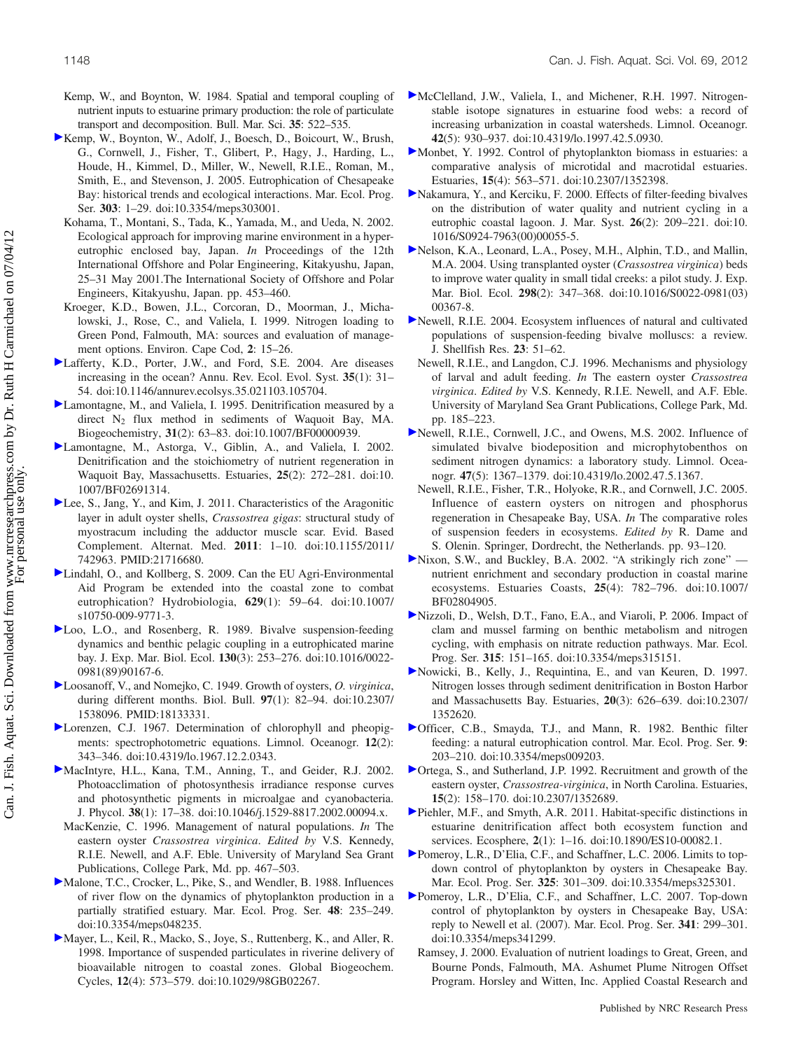Kemp, W., and Boynton, W. 1984. Spatial and temporal coupling of nutrient inputs to estuarine primary production: the role of particulate transport and decomposition. Bull. Mar. Sci. **35**: 522–535.

Kemp, W., Boynton, W., Adolf, J., Boesch, D., Boicourt, W., Brush, G., Cornwell, J., Fisher, T., Glibert, P., Hagy, J., Harding, L., Houde, H., Kimmel, D., Miller, W., Newell, R.I.E., Roman, M., Smith, E., and Stevenson, J. 2005. Eutrophication of Chesapeake Bay: historical trends and ecological interactions. Mar. Ecol. Prog. Ser. **303**: 1–29. doi:10.3354/meps303001.

Kohama, T., Montani, S., Tada, K., Yamada, M., and Ueda, N. 2002. Ecological approach for improving marine environment in a hyper-eutrophic enclosed bay, Japan. *In* Proceedings of the 12th International Offshore and Polar Engineering, Kitakyushu, Japan, 25–31 May 2001.The International Society of Offshore and Polar Engineers, Kitakyushu, Japan. pp. 453–460.

Kroeger, K.D., Bowen, J.L., Corcoran, D., Moorman, J., Michalowski, J., Rose, C., and Valiela, I. 1999. Nitrogen loading to Green Pond, Falmouth, MA: sources and evaluation of management options. Environ. Cape Cod, **2**: 15–26.

Lafferty, K.D., Porter, J.W., and Ford, S.E. 2004. Are diseases increasing in the ocean? Annu. Rev. Ecol. Evol. Syst. **35**(1): 31–54. doi:10.1146/annurev.ecolsys.35.021103.105704.

Lamontagne, M., and Valiela, I. 1995. Denitrification measured by a direct $N_2$ flux method in sediments of Waquoit Bay, MA. Biogeochemistry, **31**(2): 63–83. doi:10.1007/BF00000939.

Lamontagne, M., Astorga, V., Giblin, A., and Valiela, I. 2002. Denitrification and the stoichiometry of nutrient regeneration in Waquoit Bay, Massachusetts. Estuaries, **25**(2): 272–281. doi:10.1007/BF02691314.

Lee, S., Jang, Y., and Kim, J. 2011. Characteristics of the Aragonitic layer in adult oyster shells, *Crassostrea gigas*: structural study of myostracum including the adductor muscle scar. Evid. Based Complement. Alternat. Med. **2011**: 1–10. doi:10.1155/2011/742963. PMID:21716680.

Lindahl, O., and Kollberg, S. 2009. Can the EU Agri-Environmental Aid Program be extended into the coastal zone to combat eutrophication? Hydrobiologia, **629**(1): 59–64. doi:10.1007/s10750-009-9771-3.

Loo, L.O., and Rosenberg, R. 1989. Bivalve suspension-feeding dynamics and benthic pelagic coupling in a eutrophicated marine bay. J. Exp. Mar. Biol. Ecol. **130**(3): 253–276. doi:10.1016/0022-0981(89)90167-6.

Loosanoff, V., and Nomejko, C. 1949. Growth of oysters, *O. virginica*, during different months. Biol. Bull. **97**(1): 82–94. doi:10.2307/1538096. PMID:18133331.

Lorenzen, C.J. 1967. Determination of chlorophyll and pheopigments: spectrophotometric equations. Limnol. Oceanogr. **12**(2): 343–346. doi:10.4319/lo.1967.12.2.0343.

MacIntyre, H.L., Kana, T.M., Anning, T., and Geider, R.J. 2002. Photoacclimation of photosynthesis irradiance response curves and photosynthetic pigments in microalgae and cyanobacteria. J. Phycol. **38**(1): 17–38. doi:10.1046/j.1529-8817.2002.00094.x.

MacKenzie, C. 1996. Management of natural populations. *In* The eastern oyster *Crassostrea virginica*. *Edited by* V.S. Kennedy, R.I.E. Newell, and A.F. Eble. University of Maryland Sea Grant Publications, College Park, Md. pp. 467–503.

Malone, T.C., Crocker, L., Pike, S., and Wendler, B. 1988. Influences of river flow on the dynamics of phytoplankton production in a partially stratified estuary. Mar. Ecol. Prog. Ser. **48**: 235–249. doi:10.3354/meps048235.

Mayer, L., Keil, R., Macko, S., Joye, S., Ruttenberg, K., and Aller, R. 1998. Importance of suspended particulates in riverine delivery of bioavailable nitrogen to coastal zones. Global Biogeochem. Cycles, **12**(4): 573–579. doi:10.1029/98GB02267.

McClelland, J.W., Valiela, I., and Michener, R.H. 1997. Nitrogen-stable isotope signatures in estuarine food webs: a record of increasing urbanization in coastal watersheds. Limnol. Oceanogr. **42**(5): 930–937. doi:10.4319/lo.1997.42.5.0930.

Monbet, Y. 1992. Control of phytoplankton biomass in estuaries: a comparative analysis of microtidal and macrotidal estuaries. Estuaries, **15**(4): 563–571. doi:10.2307/1352398.

Nakamura, Y., and Kerciku, F. 2000. Effects of filter-feeding bivalves on the distribution of water quality and nutrient cycling in a eutrophic coastal lagoon. J. Mar. Syst. **26**(2): 209–221. doi:10.1016/S0924-7963(00)00055-5.

Nelson, K.A., Leonard, L.A., Posey, M.H., Alphin, T.D., and Mallin, M.A. 2004. Using transplanted oyster (*Crassostrea virginica*) beds to improve water quality in small tidal creeks: a pilot study. J. Exp. Mar. Biol. Ecol. **298**(2): 347–368. doi:10.1016/S0022-0981(03)00367-8.

Newell, R.I.E. 2004. Ecosystem influences of natural and cultivated populations of suspension-feeding bivalve molluscs: a review. J. Shellfish Res. **23**: 51–62.

Newell, R.I.E., and Langdon, C.J. 1996. Mechanisms and physiology of larval and adult feeding. *In* The eastern oyster *Crassostrea virginica*. *Edited by* V.S. Kennedy, R.I.E. Newell, and A.F. Eble. University of Maryland Sea Grant Publications, College Park, Md. pp. 185–223.

Newell, R.I.E., Cornwell, J.C., and Owens, M.S. 2002. Influence of simulated bivalve biodeposition and microphytobenthos on sediment nitrogen dynamics: a laboratory study. Limnol. Oceanogr. **47**(5): 1367–1379. doi:10.4319/lo.2002.47.5.1367.

Newell, R.I.E., Fisher, T.R., Holyoke, R.R., and Cornwell, J.C. 2005. Influence of eastern oysters on nitrogen and phosphorus regeneration in Chesapeake Bay, USA. *In* The comparative roles of suspension feeders in ecosystems. *Edited by* R. Dame and S. Olenin. Springer, Dordrecht, the Netherlands. pp. 93–120.

Nixon, S.W., and Buckley, B.A. 2002. "A strikingly rich zone" — nutrient enrichment and secondary production in coastal marine ecosystems. Estuaries Coasts, **25**(4): 782–796. doi:10.1007/BF02804905.

Nizzoli, D., Welsh, D.T., Fano, E.A., and Viaroli, P. 2006. Impact of clam and mussel farming on benthic metabolism and nitrogen cycling, with emphasis on nitrate reduction pathways. Mar. Ecol. Prog. Ser. **315**: 151–165. doi:10.3354/meps315151.

Nowicki, B., Kelly, J., Requintina, E., and van Keuren, D. 1997. Nitrogen losses through sediment denitrification in Boston Harbor and Massachusetts Bay. Estuaries, **20**(3): 626–639. doi:10.2307/1352620.

Officer, C.B., Smayda, T.J., and Mann, R. 1982. Benthic filter feeding: a natural eutrophication control. Mar. Ecol. Prog. Ser. **9**: 203–210. doi:10.3354/meps009203.

Ortega, S., and Sutherland, J.P. 1992. Recruitment and growth of the eastern oyster, *Crassostrea-virginica*, in North Carolina. Estuaries, **15**(2): 158–170. doi:10.2307/1352689.

Piehler, M.F., and Smyth, A.R. 2011. Habitat-specific distinctions in estuarine denitrification affect both ecosystem function and services. Ecosphere, **2**(1): 1–16. doi:10.1890/ES10-00082.1.

Pomeroy, L.R., D'Elia, C.F., and Schaffner, L.C. 2006. Limits to top-down control of phytoplankton by oysters in Chesapeake Bay. Mar. Ecol. Prog. Ser. **325**: 301–309. doi:10.3354/meps325301.

Pomeroy, L.R., D'Elia, C.F., and Schaffner, L.C. 2007. Top-down control of phytoplankton by oysters in Chesapeake Bay, USA: reply to Newell et al. (2007). Mar. Ecol. Prog. Ser. **341**: 299–301. doi:10.3354/meps341299.

Ramsey, J. 2000. Evaluation of nutrient loadings to Great, Green, and Bourne Ponds, Falmouth, MA. Ashumet Plume Nitrogen Offset Program. Horsley and Witten, Inc. Applied Coastal Research and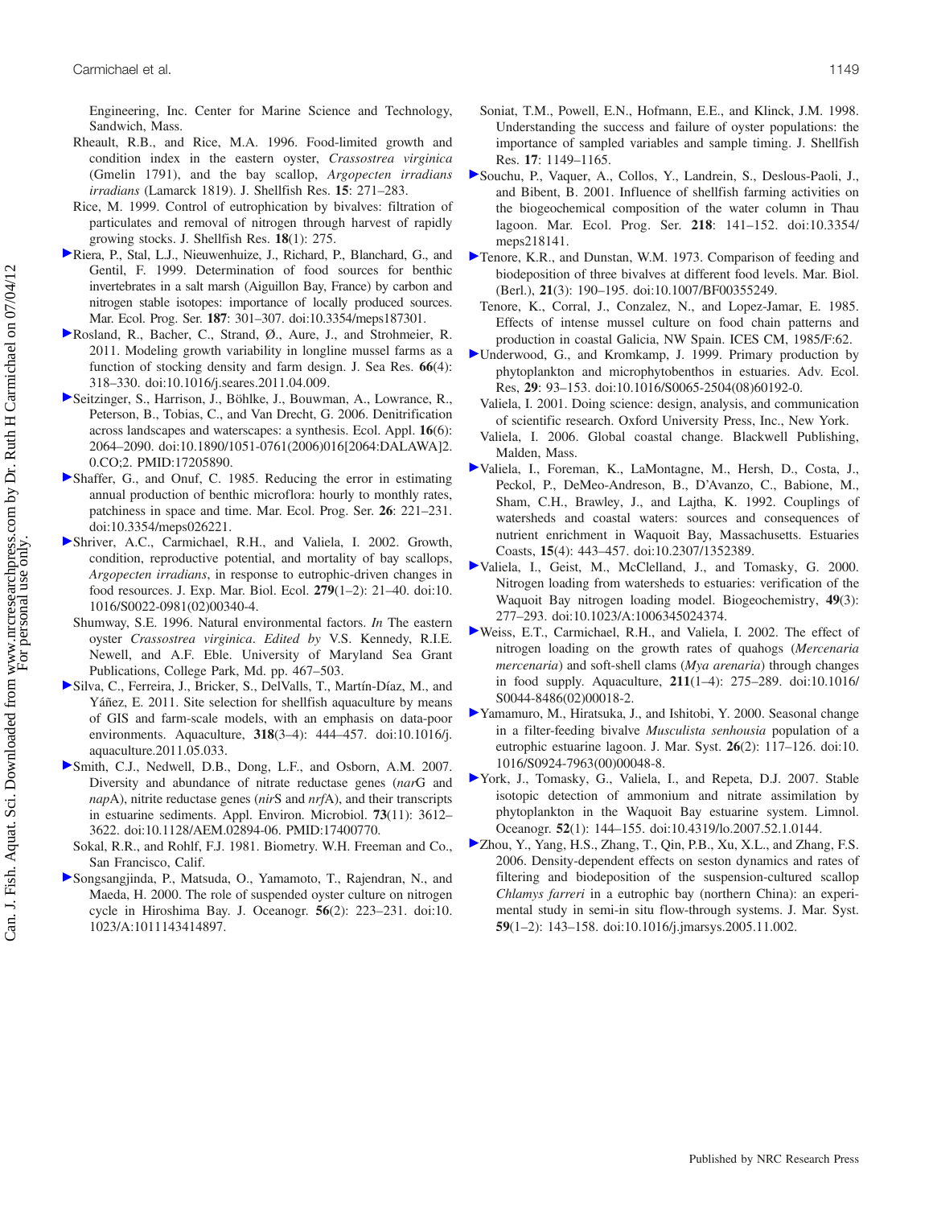Engineering, Inc. Center for Marine Science and Technology, Sandwich, Mass.

Rheault, R.B., and Rice, M.A. 1996. Food-limited growth and condition index in the eastern oyster, *Crassostrea virginica* (Gmelin 1791), and the bay scallop, *Argopecten irradians irradians* (Lamarck 1819). J. Shellfish Res. **15**: 271–283.

Rice, M. 1999. Control of eutrophication by bivalves: filtration of particulates and removal of nitrogen through harvest of rapidly growing stocks. J. Shellfish Res. **18**(1): 275.

Riera, P., Stal, L.J., Nieuwenhuize, J., Richard, P., Blanchard, G., and Gentil, F. 1999. Determination of food sources for benthic invertebrates in a salt marsh (Aiguillon Bay, France) by carbon and nitrogen stable isotopes: importance of locally produced sources. Mar. Ecol. Prog. Ser. **187**: 301–307. doi:10.3354/meps187301.

Rosland, R., Bacher, C., Strand, Ø., Aure, J., and Strohmeier, R. 2011. Modeling growth variability in longline mussel farms as a function of stocking density and farm design. J. Sea Res. **66**(4): 318–330. doi:10.1016/j.seares.2011.04.009.

Seitzinger, S., Harrison, J., Böhlke, J., Bouwman, A., Lowrance, R., Peterson, B., Tobias, C., and Van Drecht, G. 2006. Denitrification across landscapes and waterscapes: a synthesis. Ecol. Appl. **16**(6): 2064–2090. doi:10.1890/1051-0761(2006)016[2064:DALAWA]2.0.CO;2. PMID:17205890.

Shaffer, G., and Onuf, C. 1985. Reducing the error in estimating annual production of benthic microflora: hourly to monthly rates, patchiness in space and time. Mar. Ecol. Prog. Ser. **26**: 221–231. doi:10.3354/meps026221.

Shriver, A.C., Carmichael, R.H., and Valiela, I. 2002. Growth, condition, reproductive potential, and mortality of bay scallops, *Argopecten irradians*, in response to eutrophic-driven changes in food resources. J. Exp. Mar. Biol. Ecol. **279**(1–2): 21–40. doi:10.1016/S0022-0981(02)00340-4.

Shumway, S.E. 1996. Natural environmental factors. *In* The eastern oyster *Crassostrea virginica*. *Edited by* V.S. Kennedy, R.I.E. Newell, and A.F. Eble. University of Maryland Sea Grant Publications, College Park, Md. pp. 467–503.

Silva, C., Ferreira, J., Bricker, S., DelValls, T., Martín-Díaz, M., and Yáñez, E. 2011. Site selection for shellfish aquaculture by means of GIS and farm-scale models, with an emphasis on data-poor environments. Aquaculture, **318**(3–4): 444–457. doi:10.1016/j.aquaculture.2011.05.033.

Smith, C.J., Nedwell, D.B., Dong, L.F., and Osborn, A.M. 2007. Diversity and abundance of nitrate reductase genes (*nar*G and *nap*A), nitrite reductase genes (*nir*S and *nrf*A), and their transcripts in estuarine sediments. Appl. Environ. Microbiol. **73**(11): 3612–3622. doi:10.1128/AEM.02894-06. PMID:17400770.

Sokal, R.R., and Rohlf, F.J. 1981. Biometry. W.H. Freeman and Co., San Francisco, Calif.

Songsangjinda, P., Matsuda, O., Yamamoto, T., Rajendran, N., and Maeda, H. 2000. The role of suspended oyster culture on nitrogen cycle in Hiroshima Bay. J. Oceanogr. **56**(2): 223–231. doi:10.1023/A:1011143414897.

Soniat, T.M., Powell, E.N., Hofmann, E.E., and Klinck, J.M. 1998. Understanding the success and failure of oyster populations: the importance of sampled variables and sample timing. J. Shellfish Res. **17**: 1149–1165.

Souchu, P., Vaquer, A., Collos, Y., Landrein, S., Deslous-Paoli, J., and Bibent, B. 2001. Influence of shellfish farming activities on the biogeochemical composition of the water column in Thau lagoon. Mar. Ecol. Prog. Ser. **218**: 141–152. doi:10.3354/meps218141.

Tenore, K.R., and Dunstan, W.M. 1973. Comparison of feeding and biodeposition of three bivalves at different food levels. Mar. Biol. (Berl.), **21**(3): 190–195. doi:10.1007/BF00355249.

Tenore, K., Corral, J., Conzalez, N., and Lopez-Jamar, E. 1985. Effects of intense mussel culture on food chain patterns and production in coastal Galicia, NW Spain. ICES CM, 1985/F:62.

Underwood, G., and Kromkamp, J. 1999. Primary production by phytoplankton and microphytobenthos in estuaries. Adv. Ecol. Res, **29**: 93–153. doi:10.1016/S0065-2504(08)60192-0.

Valiela, I. 2001. Doing science: design, analysis, and communication of scientific research. Oxford University Press, Inc., New York.

Valiela, I. 2006. Global coastal change. Blackwell Publishing, Malden, Mass.

Valiela, I., Foreman, K., LaMontagne, M., Hersh, D., Costa, J., Peckol, P., DeMeo-Andreson, B., D'Avanzo, C., Babione, M., Sham, C.H., Brawley, J., and Lajtha, K. 1992. Couplings of watersheds and coastal waters: sources and consequences of nutrient enrichment in Waquoit Bay, Massachusetts. Estuaries Coasts, **15**(4): 443–457. doi:10.2307/1352389.

Valiela, I., Geist, M., McClelland, J., and Tomasky, G. 2000. Nitrogen loading from watersheds to estuaries: verification of the Waquoit Bay nitrogen loading model. Biogeochemistry, **49**(3): 277–293. doi:10.1023/A:1006345024374.

Weiss, E.T., Carmichael, R.H., and Valiela, I. 2002. The effect of nitrogen loading on the growth rates of quahogs (*Mercenaria mercenaria*) and soft-shell clams (*Mya arenaria*) through changes in food supply. Aquaculture, **211**(1–4): 275–289. doi:10.1016/S0044-8486(02)00018-2.

Yamamuro, M., Hiratsuka, J., and Ishitobi, Y. 2000. Seasonal change in a filter-feeding bivalve *Musculista senhousia* population of a eutrophic estuarine lagoon. J. Mar. Syst. **26**(2): 117–126. doi:10.1016/S0924-7963(00)00048-8.

York, J., Tomasky, G., Valiela, I., and Repeta, D.J. 2007. Stable isotopic detection of ammonium and nitrate assimilation by phytoplankton in the Waquoit Bay estuarine system. Limnol. Oceanogr. **52**(1): 144–155. doi:10.4319/lo.2007.52.1.0144.

Zhou, Y., Yang, H.S., Zhang, T., Qin, P.B., Xu, X.L., and Zhang, F.S. 2006. Density-dependent effects on seston dynamics and rates of filtering and biodeposition of the suspension-cultured scallop *Chlamys farreri* in a eutrophic bay (northern China): an experimental study in semi-in situ flow-through systems. J. Mar. Syst. **59**(1–2): 143–158. doi:10.1016/j.jmarsys.2005.11.002.